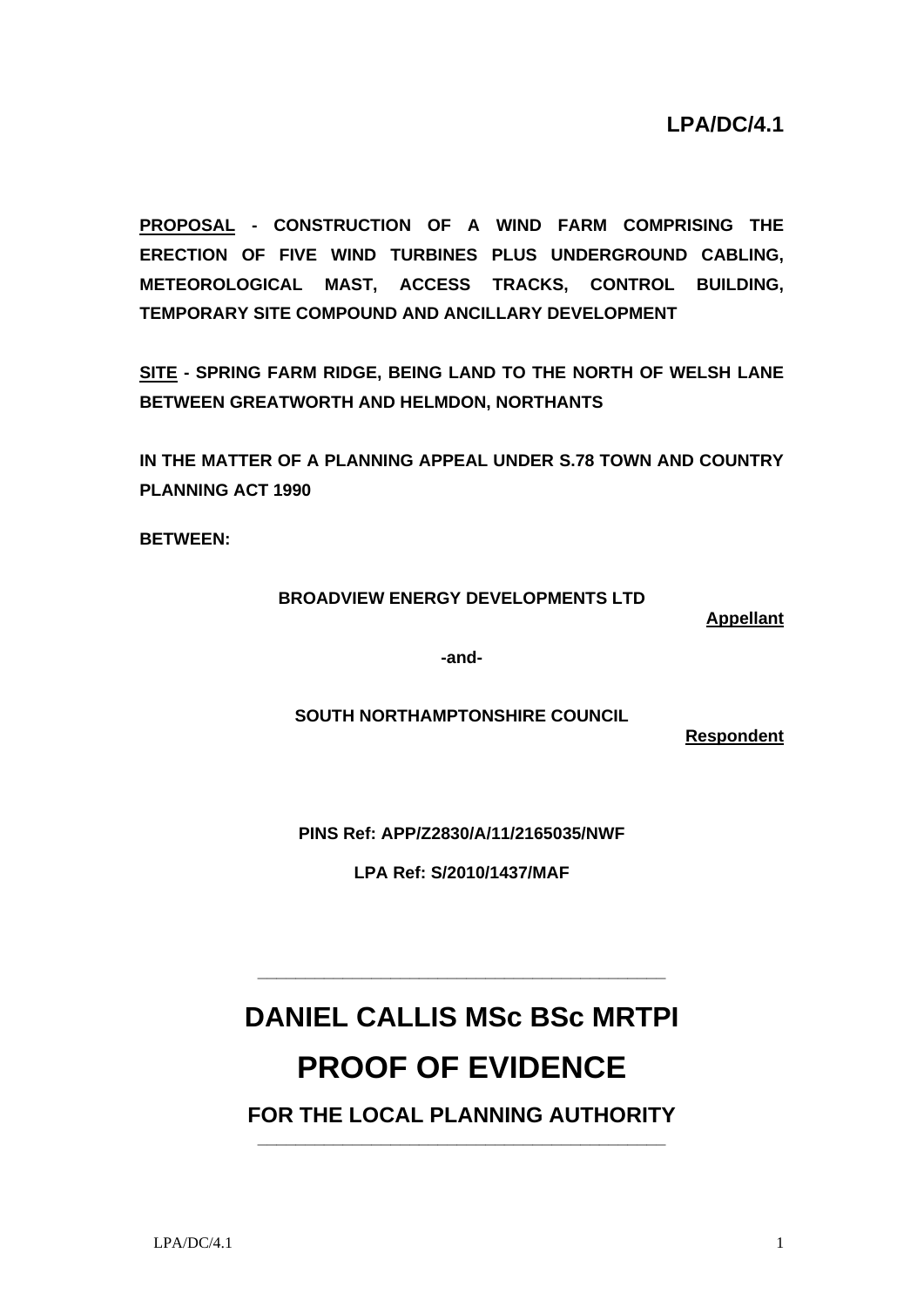**LPA/DC/4.1**

**PROPOSAL - CONSTRUCTION OF A WIND FARM COMPRISING THE ERECTION OF FIVE WIND TURBINES PLUS UNDERGROUND CABLING, METEOROLOGICAL MAST, ACCESS TRACKS, CONTROL BUILDING, TEMPORARY SITE COMPOUND AND ANCILLARY DEVELOPMENT**

**SITE - SPRING FARM RIDGE, BEING LAND TO THE NORTH OF WELSH LANE BETWEEN GREATWORTH AND HELMDON, NORTHANTS**

**IN THE MATTER OF A PLANNING APPEAL UNDER S.78 TOWN AND COUNTRY PLANNING ACT 1990**

**BETWEEN:**

**BROADVIEW ENERGY DEVELOPMENTS LTD**

**Appellant**

**-and-**

**SOUTH NORTHAMPTONSHIRE COUNCIL**

**Respondent**

**PINS Ref: APP/Z2830/A/11/2165035/NWF**

**LPA Ref: S/2010/1437/MAF**

---

# DANIEL CALLIS MSc BSc MRTPI

# PROOF OF EVIDENCE

## FOR THE LOCAL PLANNING AUTHORITY

---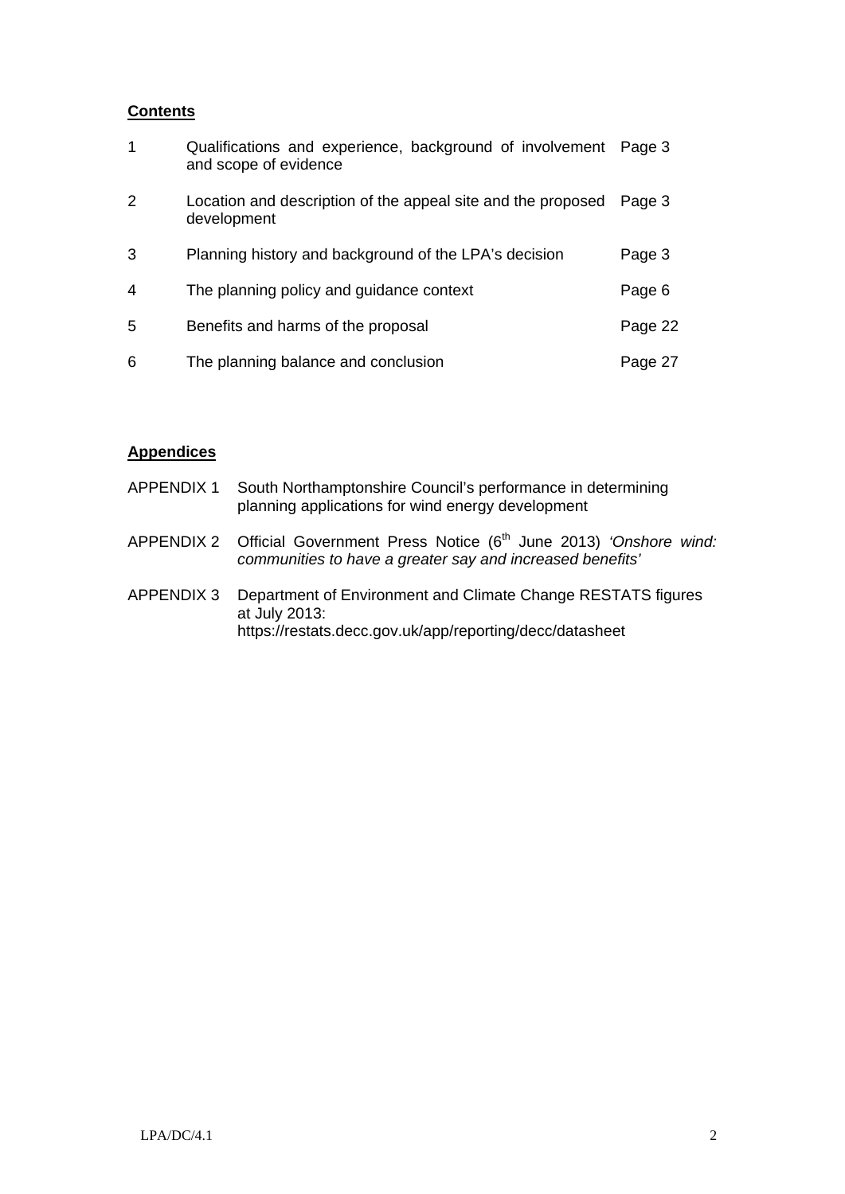**Contents**

| | | |
|---|---|---|
| 1 | Qualifications and experience, background of involvement and scope of evidence | Page 3 |
| 2 | Location and description of the appeal site and the proposed development | Page 3 |
| 3 | Planning history and background of the LPA's decision | Page 3 |
| 4 | The planning policy and guidance context | Page 6 |
| 5 | Benefits and harms of the proposal | Page 22 |
| 6 | The planning balance and conclusion | Page 27 |

**Appendices**

| | |
|---|---|
| APPENDIX 1 | South Northamptonshire Council's performance in determining planning applications for wind energy development |
| APPENDIX 2 | Official Government Press Notice (6th June 2013) *'Onshore wind: communities to have a greater say and increased benefits'* |
| APPENDIX 3 | Department of Environment and Climate Change RESTATS figures at July 2013: https://restats.decc.gov.uk/app/reporting/decc/datasheet |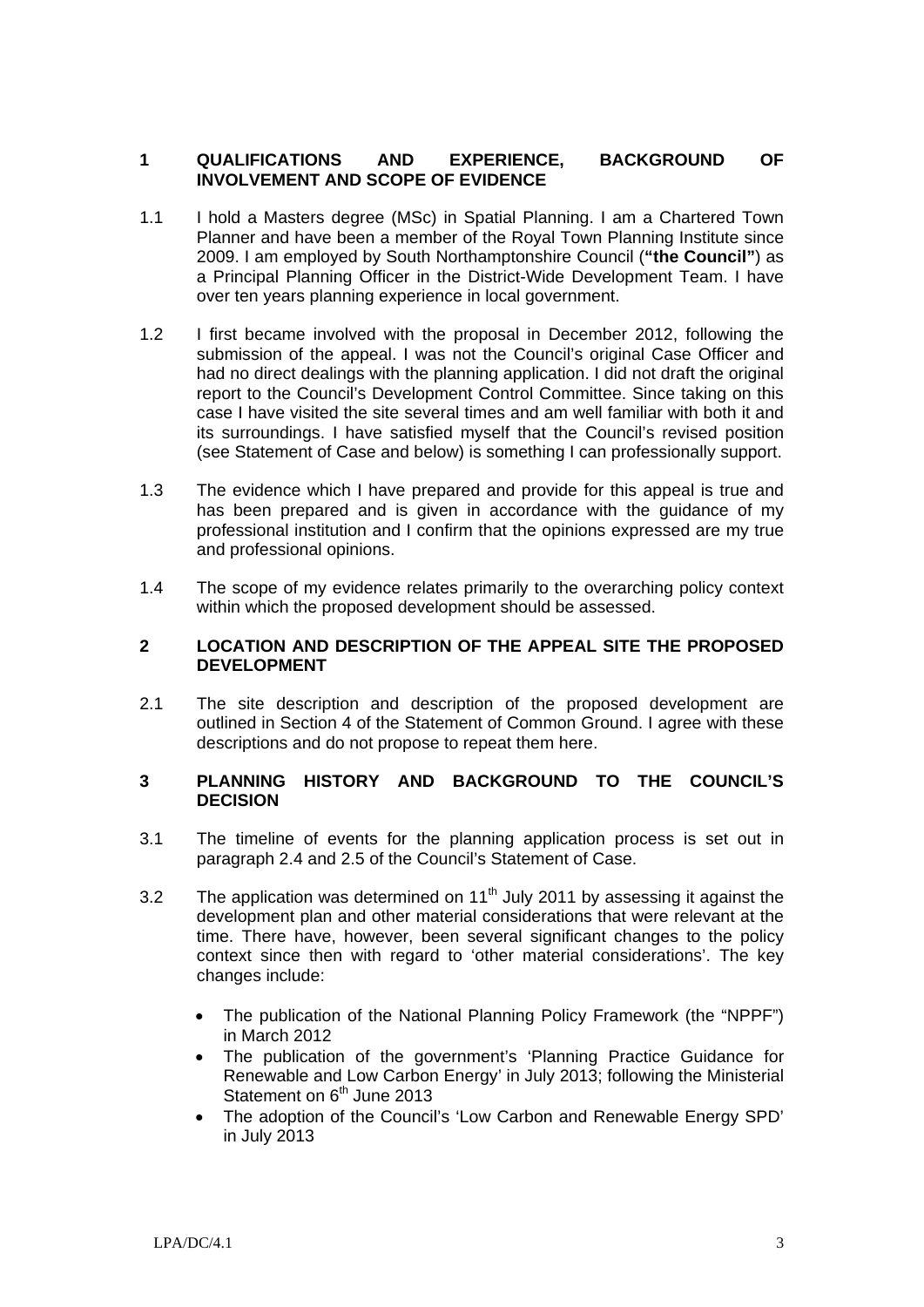## 1 QUALIFICATIONS AND EXPERIENCE, BACKGROUND OF INVOLVEMENT AND SCOPE OF EVIDENCE

1.1 I hold a Masters degree (MSc) in Spatial Planning. I am a Chartered Town Planner and have been a member of the Royal Town Planning Institute since 2009. I am employed by South Northamptonshire Council (**"the Council"**) as a Principal Planning Officer in the District-Wide Development Team. I have over ten years planning experience in local government.

1.2 I first became involved with the proposal in December 2012, following the submission of the appeal. I was not the Council's original Case Officer and had no direct dealings with the planning application. I did not draft the original report to the Council's Development Control Committee. Since taking on this case I have visited the site several times and am well familiar with both it and its surroundings. I have satisfied myself that the Council's revised position (see Statement of Case and below) is something I can professionally support.

1.3 The evidence which I have prepared and provide for this appeal is true and has been prepared and is given in accordance with the guidance of my professional institution and I confirm that the opinions expressed are my true and professional opinions.

1.4 The scope of my evidence relates primarily to the overarching policy context within which the proposed development should be assessed.

## 2 LOCATION AND DESCRIPTION OF THE APPEAL SITE THE PROPOSED DEVELOPMENT

2.1 The site description and description of the proposed development are outlined in Section 4 of the Statement of Common Ground. I agree with these descriptions and do not propose to repeat them here.

## 3 PLANNING HISTORY AND BACKGROUND TO THE COUNCIL'S DECISION

3.1 The timeline of events for the planning application process is set out in paragraph 2.4 and 2.5 of the Council's Statement of Case.

3.2 The application was determined on 11th July 2011 by assessing it against the development plan and other material considerations that were relevant at the time. There have, however, been several significant changes to the policy context since then with regard to 'other material considerations'. The key changes include:

- The publication of the National Planning Policy Framework (the "NPPF") in March 2012
- The publication of the government's 'Planning Practice Guidance for Renewable and Low Carbon Energy' in July 2013; following the Ministerial Statement on 6th June 2013
- The adoption of the Council's 'Low Carbon and Renewable Energy SPD' in July 2013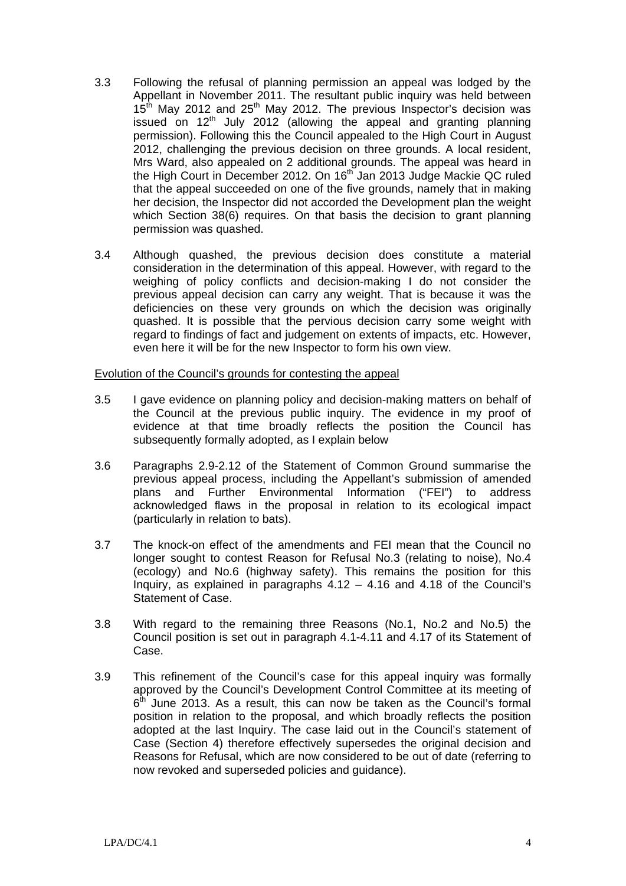3.3 Following the refusal of planning permission an appeal was lodged by the Appellant in November 2011. The resultant public inquiry was held between 15th May 2012 and 25th May 2012. The previous Inspector's decision was issued on 12th July 2012 (allowing the appeal and granting planning permission). Following this the Council appealed to the High Court in August 2012, challenging the previous decision on three grounds. A local resident, Mrs Ward, also appealed on 2 additional grounds. The appeal was heard in the High Court in December 2012. On 16th Jan 2013 Judge Mackie QC ruled that the appeal succeeded on one of the five grounds, namely that in making her decision, the Inspector did not accorded the Development plan the weight which Section 38(6) requires. On that basis the decision to grant planning permission was quashed.

3.4 Although quashed, the previous decision does constitute a material consideration in the determination of this appeal. However, with regard to the weighing of policy conflicts and decision-making I do not consider the previous appeal decision can carry any weight. That is because it was the deficiencies on these very grounds on which the decision was originally quashed. It is possible that the pervious decision carry some weight with regard to findings of fact and judgement on extents of impacts, etc. However, even here it will be for the new Inspector to form his own view.

Evolution of the Council's grounds for contesting the appeal

3.5 I gave evidence on planning policy and decision-making matters on behalf of the Council at the previous public inquiry. The evidence in my proof of evidence at that time broadly reflects the position the Council has subsequently formally adopted, as I explain below

3.6 Paragraphs 2.9-2.12 of the Statement of Common Ground summarise the previous appeal process, including the Appellant's submission of amended plans and Further Environmental Information ("FEI") to address acknowledged flaws in the proposal in relation to its ecological impact (particularly in relation to bats).

3.7 The knock-on effect of the amendments and FEI mean that the Council no longer sought to contest Reason for Refusal No.3 (relating to noise), No.4 (ecology) and No.6 (highway safety). This remains the position for this Inquiry, as explained in paragraphs 4.12 – 4.16 and 4.18 of the Council's Statement of Case.

3.8 With regard to the remaining three Reasons (No.1, No.2 and No.5) the Council position is set out in paragraph 4.1-4.11 and 4.17 of its Statement of Case.

3.9 This refinement of the Council's case for this appeal inquiry was formally approved by the Council's Development Control Committee at its meeting of 6th June 2013. As a result, this can now be taken as the Council's formal position in relation to the proposal, and which broadly reflects the position adopted at the last Inquiry. The case laid out in the Council's statement of Case (Section 4) therefore effectively supersedes the original decision and Reasons for Refusal, which are now considered to be out of date (referring to now revoked and superseded policies and guidance).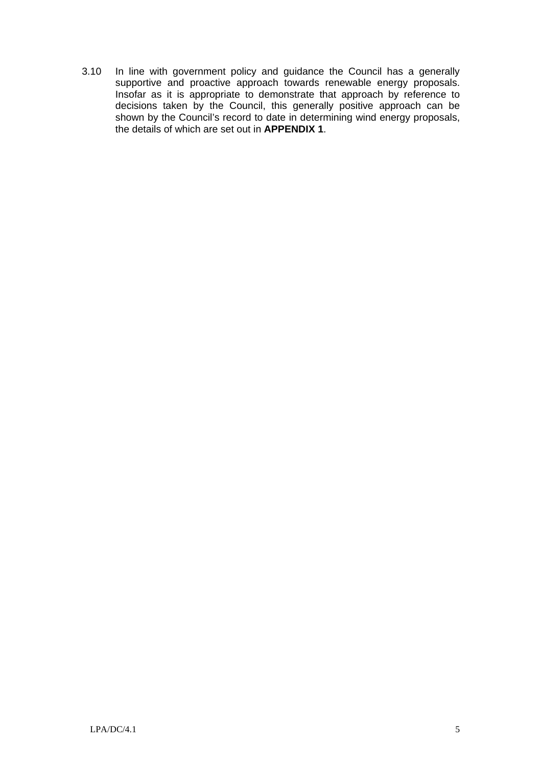3.10 In line with government policy and guidance the Council has a generally supportive and proactive approach towards renewable energy proposals. Insofar as it is appropriate to demonstrate that approach by reference to decisions taken by the Council, this generally positive approach can be shown by the Council's record to date in determining wind energy proposals, the details of which are set out in **APPENDIX 1**.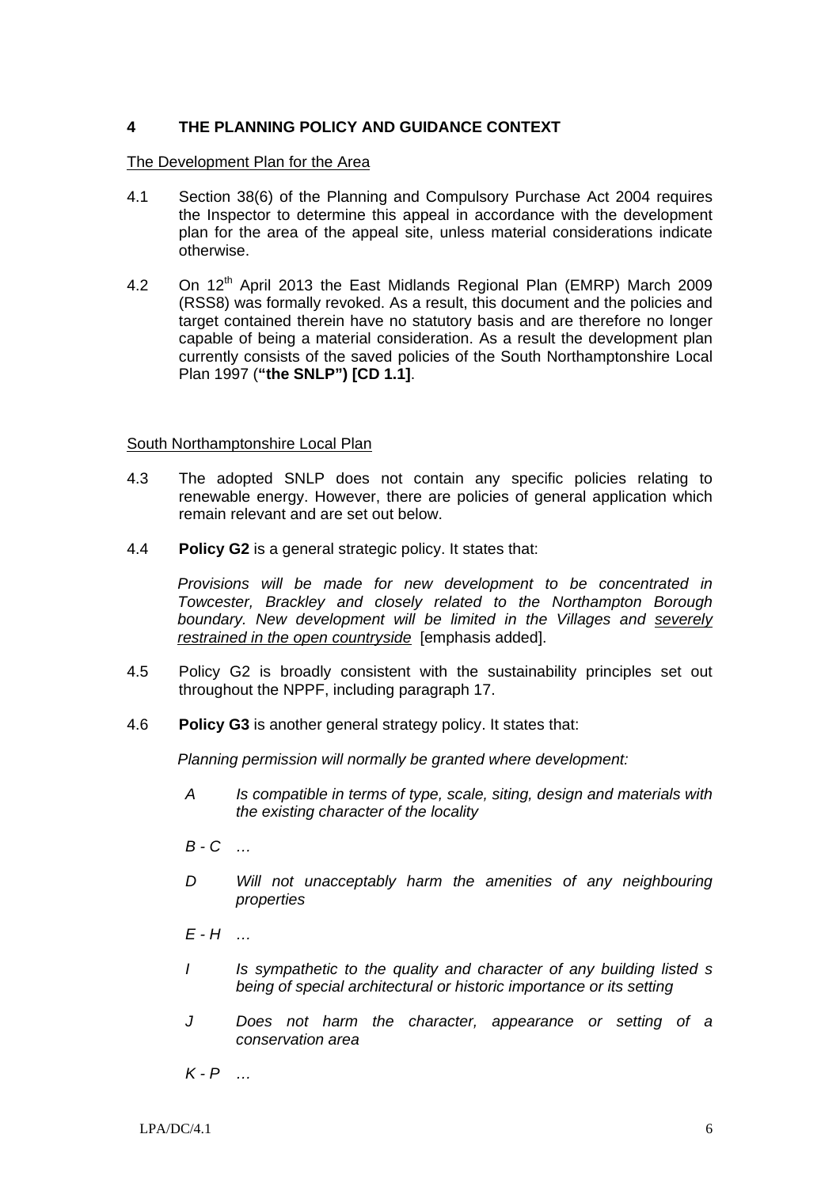## 4 THE PLANNING POLICY AND GUIDANCE CONTEXT

The Development Plan for the Area

4.1 Section 38(6) of the Planning and Compulsory Purchase Act 2004 requires the Inspector to determine this appeal in accordance with the development plan for the area of the appeal site, unless material considerations indicate otherwise.

4.2 On 12th April 2013 the East Midlands Regional Plan (EMRP) March 2009 (RSS8) was formally revoked. As a result, this document and the policies and target contained therein have no statutory basis and are therefore no longer capable of being a material consideration. As a result the development plan currently consists of the saved policies of the South Northamptonshire Local Plan 1997 (**"the SNLP") [CD 1.1]**.

South Northamptonshire Local Plan

4.3 The adopted SNLP does not contain any specific policies relating to renewable energy. However, there are policies of general application which remain relevant and are set out below.

4.4 **Policy G2** is a general strategic policy. It states that:

*Provisions will be made for new development to be concentrated in Towcester, Brackley and closely related to the Northampton Borough boundary. New development will be limited in the Villages and severely restrained in the open countryside* [emphasis added].

4.5 Policy G2 is broadly consistent with the sustainability principles set out throughout the NPPF, including paragraph 17.

4.6 **Policy G3** is another general strategy policy. It states that:

*Planning permission will normally be granted where development:*

*A Is compatible in terms of type, scale, siting, design and materials with the existing character of the locality*

*B - C …*

*D Will not unacceptably harm the amenities of any neighbouring properties*

*E - H …*

*I Is sympathetic to the quality and character of any building listed s being of special architectural or historic importance or its setting*

*J Does not harm the character, appearance or setting of a conservation area*

*K - P …*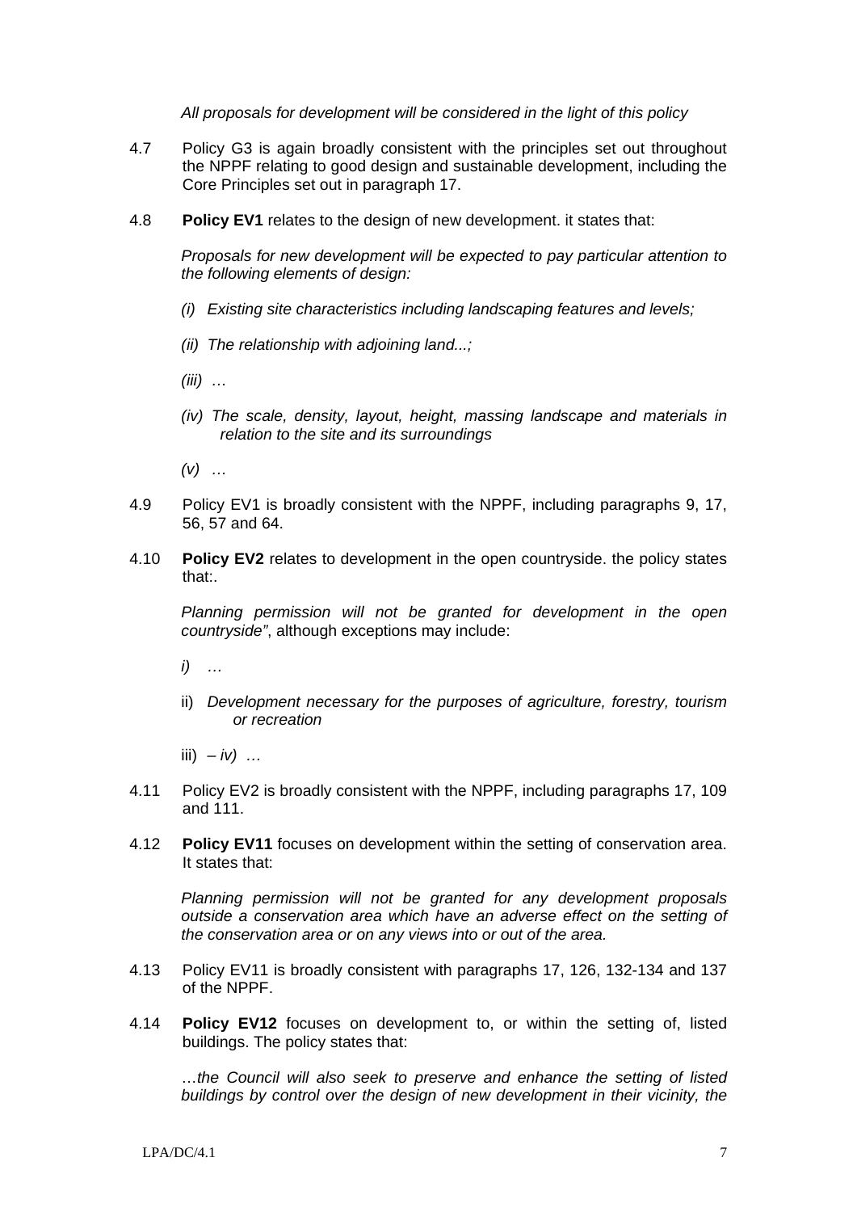*All proposals for development will be considered in the light of this policy*

4.7 Policy G3 is again broadly consistent with the principles set out throughout the NPPF relating to good design and sustainable development, including the Core Principles set out in paragraph 17.

4.8 **Policy EV1** relates to the design of new development. it states that:

*Proposals for new development will be expected to pay particular attention to the following elements of design:*

*(i) Existing site characteristics including landscaping features and levels;*

*(ii) The relationship with adjoining land...;*

*(iii) …*

*(iv) The scale, density, layout, height, massing landscape and materials in relation to the site and its surroundings*

*(v) …*

4.9 Policy EV1 is broadly consistent with the NPPF, including paragraphs 9, 17, 56, 57 and 64.

4.10 **Policy EV2** relates to development in the open countryside. the policy states that:.

*Planning permission will not be granted for development in the open countryside"*, although exceptions may include:

*i) …*

ii) *Development necessary for the purposes of agriculture, forestry, tourism or recreation*

iii) *– iv) …*

4.11 Policy EV2 is broadly consistent with the NPPF, including paragraphs 17, 109 and 111.

4.12 **Policy EV11** focuses on development within the setting of conservation area. It states that:

*Planning permission will not be granted for any development proposals outside a conservation area which have an adverse effect on the setting of the conservation area or on any views into or out of the area.*

4.13 Policy EV11 is broadly consistent with paragraphs 17, 126, 132-134 and 137 of the NPPF.

4.14 **Policy EV12** focuses on development to, or within the setting of, listed buildings. The policy states that:

*…the Council will also seek to preserve and enhance the setting of listed buildings by control over the design of new development in their vicinity, the*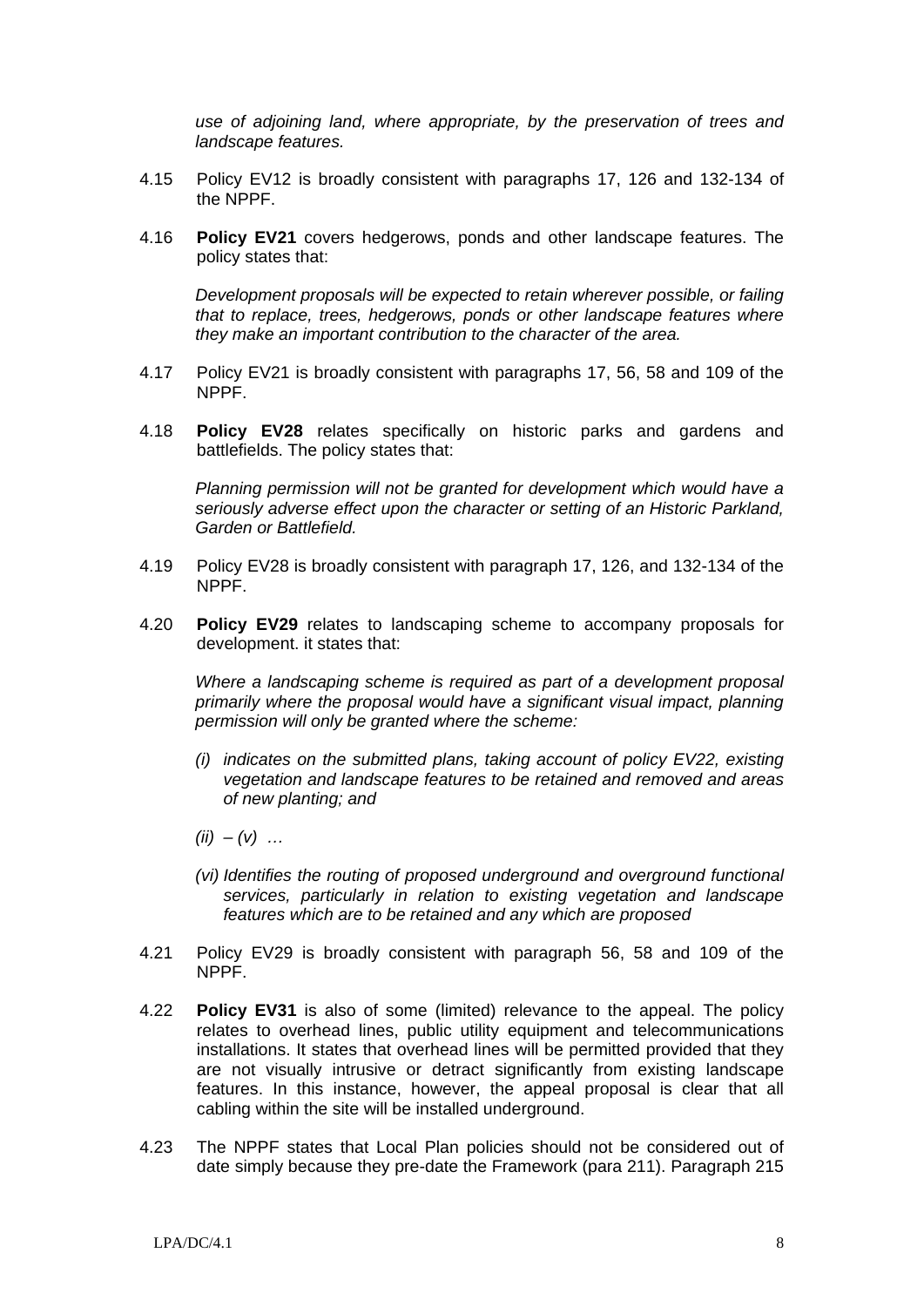*use of adjoining land, where appropriate, by the preservation of trees and landscape features.*

4.15 Policy EV12 is broadly consistent with paragraphs 17, 126 and 132-134 of the NPPF.

4.16 **Policy EV21** covers hedgerows, ponds and other landscape features. The policy states that:

*Development proposals will be expected to retain wherever possible, or failing that to replace, trees, hedgerows, ponds or other landscape features where they make an important contribution to the character of the area.*

4.17 Policy EV21 is broadly consistent with paragraphs 17, 56, 58 and 109 of the NPPF.

4.18 **Policy EV28** relates specifically on historic parks and gardens and battlefields. The policy states that:

*Planning permission will not be granted for development which would have a seriously adverse effect upon the character or setting of an Historic Parkland, Garden or Battlefield.*

4.19 Policy EV28 is broadly consistent with paragraph 17, 126, and 132-134 of the NPPF.

4.20 **Policy EV29** relates to landscaping scheme to accompany proposals for development. it states that:

*Where a landscaping scheme is required as part of a development proposal primarily where the proposal would have a significant visual impact, planning permission will only be granted where the scheme:*

*(i) indicates on the submitted plans, taking account of policy EV22, existing vegetation and landscape features to be retained and removed and areas of new planting; and*

*(ii) – (v) …*

*(vi) Identifies the routing of proposed underground and overground functional services, particularly in relation to existing vegetation and landscape features which are to be retained and any which are proposed*

4.21 Policy EV29 is broadly consistent with paragraph 56, 58 and 109 of the NPPF.

4.22 **Policy EV31** is also of some (limited) relevance to the appeal. The policy relates to overhead lines, public utility equipment and telecommunications installations. It states that overhead lines will be permitted provided that they are not visually intrusive or detract significantly from existing landscape features. In this instance, however, the appeal proposal is clear that all cabling within the site will be installed underground.

4.23 The NPPF states that Local Plan policies should not be considered out of date simply because they pre-date the Framework (para 211). Paragraph 215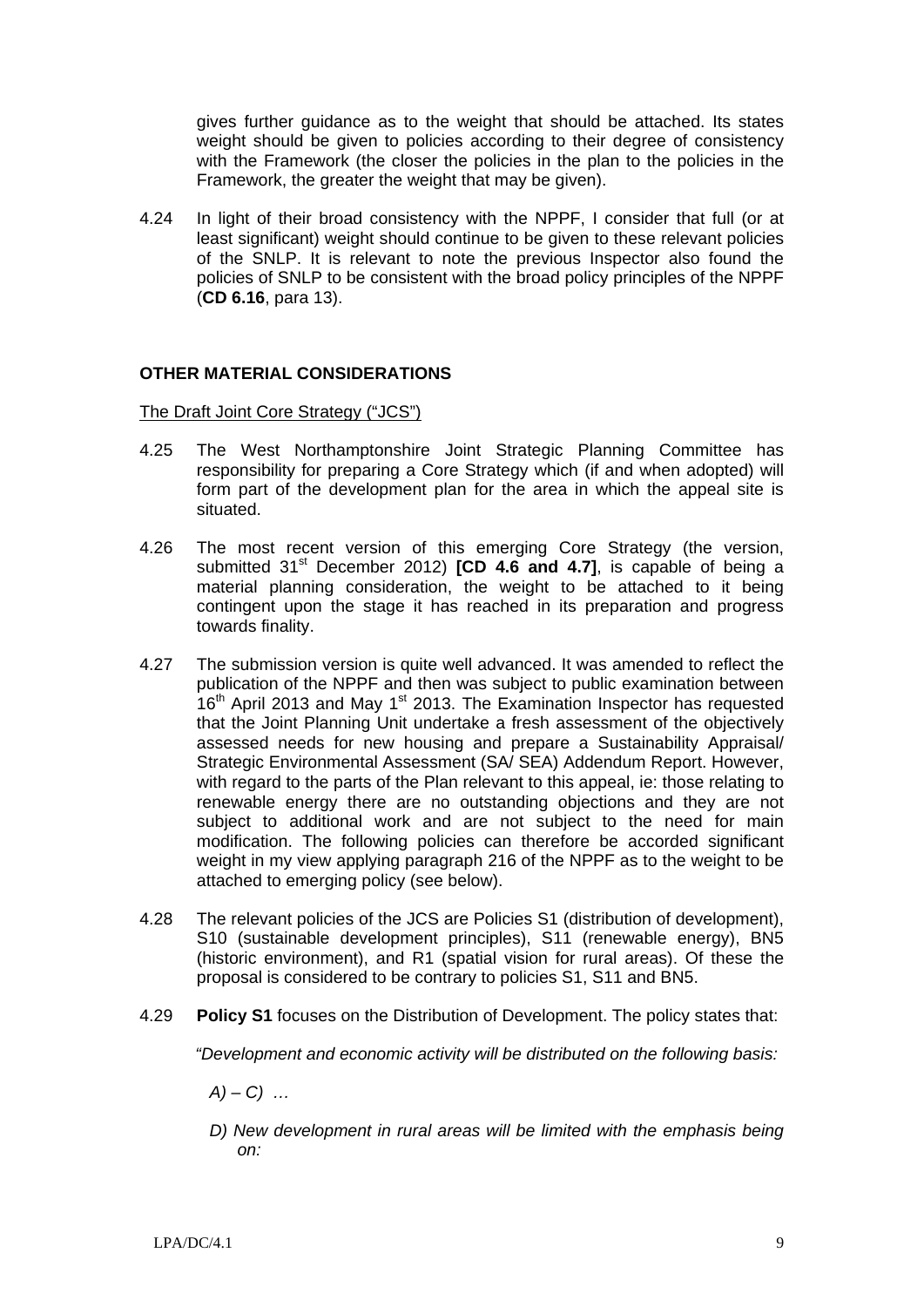gives further guidance as to the weight that should be attached. Its states weight should be given to policies according to their degree of consistency with the Framework (the closer the policies in the plan to the policies in the Framework, the greater the weight that may be given).

4.24 In light of their broad consistency with the NPPF, I consider that full (or at least significant) weight should continue to be given to these relevant policies of the SNLP. It is relevant to note the previous Inspector also found the policies of SNLP to be consistent with the broad policy principles of the NPPF (**CD 6.16**, para 13).

## OTHER MATERIAL CONSIDERATIONS

The Draft Joint Core Strategy ("JCS")

4.25 The West Northamptonshire Joint Strategic Planning Committee has responsibility for preparing a Core Strategy which (if and when adopted) will form part of the development plan for the area in which the appeal site is situated.

4.26 The most recent version of this emerging Core Strategy (the version, submitted 31st December 2012) **[CD 4.6 and 4.7]**, is capable of being a material planning consideration, the weight to be attached to it being contingent upon the stage it has reached in its preparation and progress towards finality.

4.27 The submission version is quite well advanced. It was amended to reflect the publication of the NPPF and then was subject to public examination between 16th April 2013 and May 1st 2013. The Examination Inspector has requested that the Joint Planning Unit undertake a fresh assessment of the objectively assessed needs for new housing and prepare a Sustainability Appraisal/ Strategic Environmental Assessment (SA/ SEA) Addendum Report. However, with regard to the parts of the Plan relevant to this appeal, ie: those relating to renewable energy there are no outstanding objections and they are not subject to additional work and are not subject to the need for main modification. The following policies can therefore be accorded significant weight in my view applying paragraph 216 of the NPPF as to the weight to be attached to emerging policy (see below).

4.28 The relevant policies of the JCS are Policies S1 (distribution of development), S10 (sustainable development principles), S11 (renewable energy), BN5 (historic environment), and R1 (spatial vision for rural areas). Of these the proposal is considered to be contrary to policies S1, S11 and BN5.

4.29 **Policy S1** focuses on the Distribution of Development. The policy states that:

*"Development and economic activity will be distributed on the following basis:*

*A) – C) …*

*D) New development in rural areas will be limited with the emphasis being on:*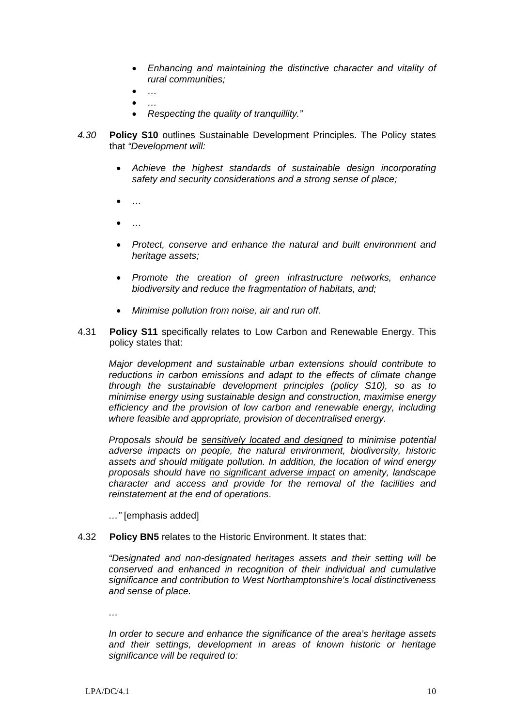- *Enhancing and maintaining the distinctive character and vitality of rural communities;*
- *…*
- *…*
- *Respecting the quality of tranquillity."*

*4.30* **Policy S10** outlines Sustainable Development Principles. The Policy states that *"Development will:*

- *Achieve the highest standards of sustainable design incorporating safety and security considerations and a strong sense of place;*
- *…*
- *…*
- *Protect, conserve and enhance the natural and built environment and heritage assets;*
- *Promote the creation of green infrastructure networks, enhance biodiversity and reduce the fragmentation of habitats, and;*
- *Minimise pollution from noise, air and run off.*

4.31 **Policy S11** specifically relates to Low Carbon and Renewable Energy. This policy states that:

*Major development and sustainable urban extensions should contribute to reductions in carbon emissions and adapt to the effects of climate change through the sustainable development principles (policy S10), so as to minimise energy using sustainable design and construction, maximise energy efficiency and the provision of low carbon and renewable energy, including where feasible and appropriate, provision of decentralised energy.*

*Proposals should be <u>sensitively located and designed</u> to minimise potential adverse impacts on people, the natural environment, biodiversity, historic assets and should mitigate pollution. In addition, the location of wind energy proposals should have <u>no significant adverse impact</u> on amenity, landscape character and access and provide for the removal of the facilities and reinstatement at the end of operations*.

*…"* [emphasis added]

4.32 **Policy BN5** relates to the Historic Environment. It states that:

*"Designated and non-designated heritages assets and their setting will be conserved and enhanced in recognition of their individual and cumulative significance and contribution to West Northamptonshire's local distinctiveness and sense of place.*

*…*

*In order to secure and enhance the significance of the area's heritage assets and their settings, development in areas of known historic or heritage significance will be required to:*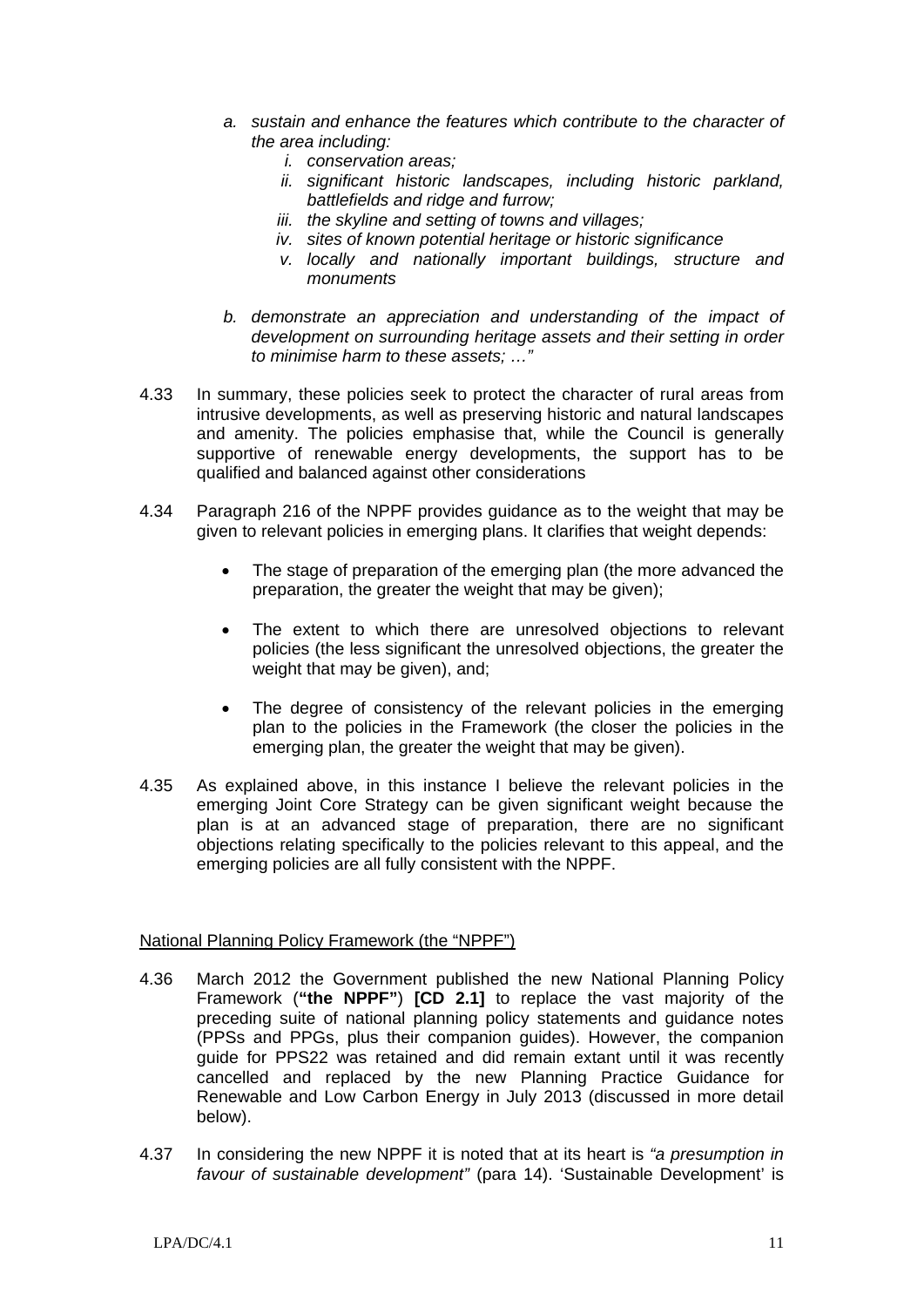*a. sustain and enhance the features which contribute to the character of the area including:*

  *i. conservation areas;*

  *ii. significant historic landscapes, including historic parkland, battlefields and ridge and furrow;*

  *iii. the skyline and setting of towns and villages;*

  *iv. sites of known potential heritage or historic significance*

  *v. locally and nationally important buildings, structure and monuments*

*b. demonstrate an appreciation and understanding of the impact of development on surrounding heritage assets and their setting in order to minimise harm to these assets; …"*

4.33 In summary, these policies seek to protect the character of rural areas from intrusive developments, as well as preserving historic and natural landscapes and amenity. The policies emphasise that, while the Council is generally supportive of renewable energy developments, the support has to be qualified and balanced against other considerations

4.34 Paragraph 216 of the NPPF provides guidance as to the weight that may be given to relevant policies in emerging plans. It clarifies that weight depends:

- The stage of preparation of the emerging plan (the more advanced the preparation, the greater the weight that may be given);
- The extent to which there are unresolved objections to relevant policies (the less significant the unresolved objections, the greater the weight that may be given), and;
- The degree of consistency of the relevant policies in the emerging plan to the policies in the Framework (the closer the policies in the emerging plan, the greater the weight that may be given).

4.35 As explained above, in this instance I believe the relevant policies in the emerging Joint Core Strategy can be given significant weight because the plan is at an advanced stage of preparation, there are no significant objections relating specifically to the policies relevant to this appeal, and the emerging policies are all fully consistent with the NPPF.

National Planning Policy Framework (the "NPPF")

4.36 March 2012 the Government published the new National Planning Policy Framework (**"the NPPF"**) **[CD 2.1]** to replace the vast majority of the preceding suite of national planning policy statements and guidance notes (PPSs and PPGs, plus their companion guides). However, the companion guide for PPS22 was retained and did remain extant until it was recently cancelled and replaced by the new Planning Practice Guidance for Renewable and Low Carbon Energy in July 2013 (discussed in more detail below).

4.37 In considering the new NPPF it is noted that at its heart is *"a presumption in favour of sustainable development"* (para 14). 'Sustainable Development' is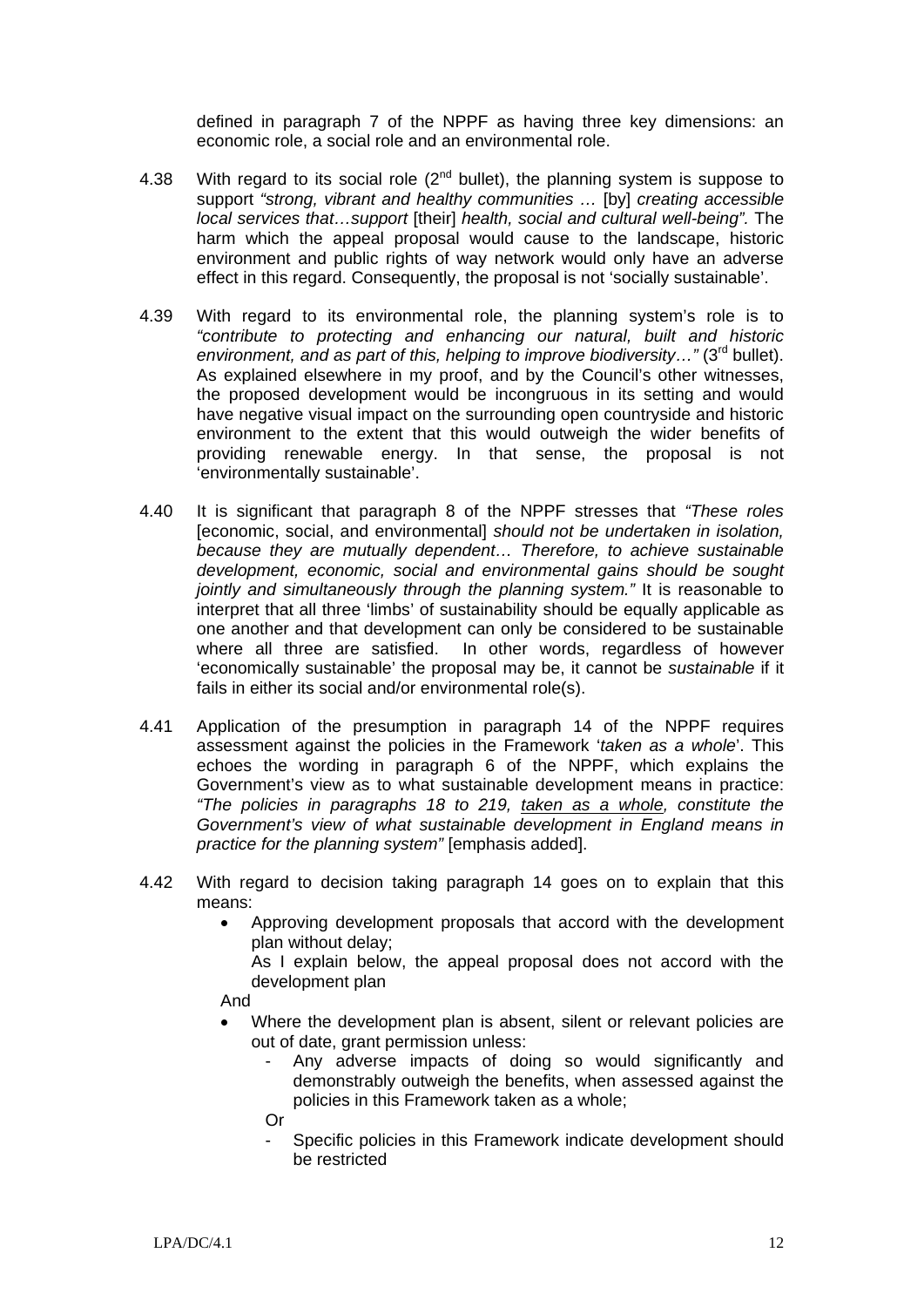defined in paragraph 7 of the NPPF as having three key dimensions: an economic role, a social role and an environmental role.

4.38 With regard to its social role (2nd bullet), the planning system is suppose to support *"strong, vibrant and healthy communities …* [by] *creating accessible local services that…support* [their] *health, social and cultural well-being".* The harm which the appeal proposal would cause to the landscape, historic environment and public rights of way network would only have an adverse effect in this regard. Consequently, the proposal is not 'socially sustainable'.

4.39 With regard to its environmental role, the planning system's role is to *"contribute to protecting and enhancing our natural, built and historic environment, and as part of this, helping to improve biodiversity…"* (3rd bullet). As explained elsewhere in my proof, and by the Council's other witnesses, the proposed development would be incongruous in its setting and would have negative visual impact on the surrounding open countryside and historic environment to the extent that this would outweigh the wider benefits of providing renewable energy. In that sense, the proposal is not 'environmentally sustainable'.

4.40 It is significant that paragraph 8 of the NPPF stresses that *"These roles* [economic, social, and environmental] *should not be undertaken in isolation, because they are mutually dependent… Therefore, to achieve sustainable development, economic, social and environmental gains should be sought jointly and simultaneously through the planning system."* It is reasonable to interpret that all three 'limbs' of sustainability should be equally applicable as one another and that development can only be considered to be sustainable where all three are satisfied. In other words, regardless of however 'economically sustainable' the proposal may be, it cannot be *sustainable* if it fails in either its social and/or environmental role(s).

4.41 Application of the presumption in paragraph 14 of the NPPF requires assessment against the policies in the Framework '*taken as a whole*'. This echoes the wording in paragraph 6 of the NPPF, which explains the Government's view as to what sustainable development means in practice: *"The policies in paragraphs 18 to 219, <u>taken as a whole</u>, constitute the Government's view of what sustainable development in England means in practice for the planning system"* [emphasis added].

4.42 With regard to decision taking paragraph 14 goes on to explain that this means:

- Approving development proposals that accord with the development plan without delay;
  As I explain below, the appeal proposal does not accord with the development plan

And

- Where the development plan is absent, silent or relevant policies are out of date, grant permission unless:
  - Any adverse impacts of doing so would significantly and demonstrably outweigh the benefits, when assessed against the policies in this Framework taken as a whole;

  Or

  - Specific policies in this Framework indicate development should be restricted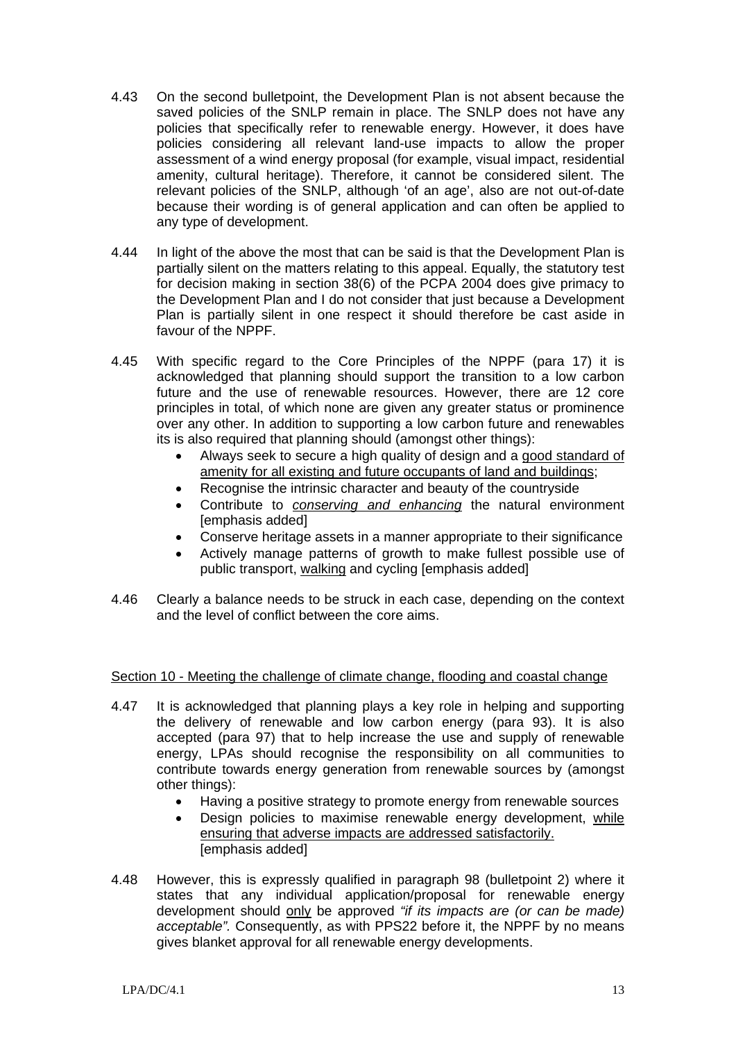4.43 On the second bulletpoint, the Development Plan is not absent because the saved policies of the SNLP remain in place. The SNLP does not have any policies that specifically refer to renewable energy. However, it does have policies considering all relevant land-use impacts to allow the proper assessment of a wind energy proposal (for example, visual impact, residential amenity, cultural heritage). Therefore, it cannot be considered silent. The relevant policies of the SNLP, although 'of an age', also are not out-of-date because their wording is of general application and can often be applied to any type of development.

4.44 In light of the above the most that can be said is that the Development Plan is partially silent on the matters relating to this appeal. Equally, the statutory test for decision making in section 38(6) of the PCPA 2004 does give primacy to the Development Plan and I do not consider that just because a Development Plan is partially silent in one respect it should therefore be cast aside in favour of the NPPF.

4.45 With specific regard to the Core Principles of the NPPF (para 17) it is acknowledged that planning should support the transition to a low carbon future and the use of renewable resources. However, there are 12 core principles in total, of which none are given any greater status or prominence over any other. In addition to supporting a low carbon future and renewables its is also required that planning should (amongst other things):

- Always seek to secure a high quality of design and a <u>good standard of amenity for all existing and future occupants of land and buildings</u>;
- Recognise the intrinsic character and beauty of the countryside
- Contribute to <u>*conserving and enhancing*</u> the natural environment [emphasis added]
- Conserve heritage assets in a manner appropriate to their significance
- Actively manage patterns of growth to make fullest possible use of public transport, <u>walking</u> and cycling [emphasis added]

4.46 Clearly a balance needs to be struck in each case, depending on the context and the level of conflict between the core aims.

<u>Section 10 - Meeting the challenge of climate change, flooding and coastal change</u>

4.47 It is acknowledged that planning plays a key role in helping and supporting the delivery of renewable and low carbon energy (para 93). It is also accepted (para 97) that to help increase the use and supply of renewable energy, LPAs should recognise the responsibility on all communities to contribute towards energy generation from renewable sources by (amongst other things):

- Having a positive strategy to promote energy from renewable sources
- Design policies to maximise renewable energy development, <u>while ensuring that adverse impacts are addressed satisfactorily.</u> [emphasis added]

4.48 However, this is expressly qualified in paragraph 98 (bulletpoint 2) where it states that any individual application/proposal for renewable energy development should <u>only</u> be approved *"if its impacts are (or can be made) acceptable"*. Consequently, as with PPS22 before it, the NPPF by no means gives blanket approval for all renewable energy developments.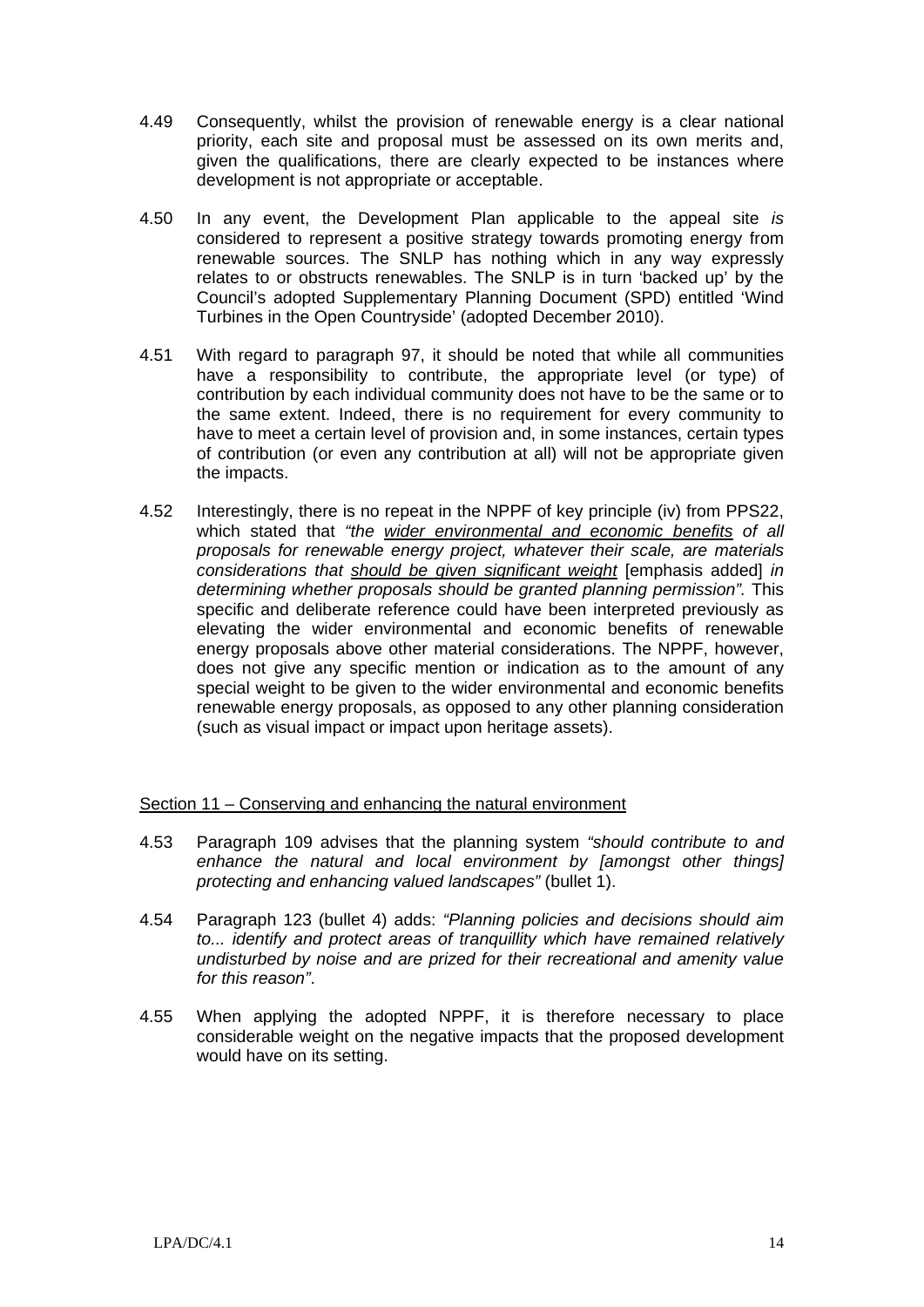4.49 Consequently, whilst the provision of renewable energy is a clear national priority, each site and proposal must be assessed on its own merits and, given the qualifications, there are clearly expected to be instances where development is not appropriate or acceptable.

4.50 In any event, the Development Plan applicable to the appeal site *is* considered to represent a positive strategy towards promoting energy from renewable sources. The SNLP has nothing which in any way expressly relates to or obstructs renewables. The SNLP is in turn 'backed up' by the Council's adopted Supplementary Planning Document (SPD) entitled 'Wind Turbines in the Open Countryside' (adopted December 2010).

4.51 With regard to paragraph 97, it should be noted that while all communities have a responsibility to contribute, the appropriate level (or type) of contribution by each individual community does not have to be the same or to the same extent. Indeed, there is no requirement for every community to have to meet a certain level of provision and, in some instances, certain types of contribution (or even any contribution at all) will not be appropriate given the impacts.

4.52 Interestingly, there is no repeat in the NPPF of key principle (iv) from PPS22, which stated that *"the <u>wider environmental and economic benefits</u> of all proposals for renewable energy project, whatever their scale, are materials considerations that <u>should be given significant weight</u>* [emphasis added] *in determining whether proposals should be granted planning permission"*. This specific and deliberate reference could have been interpreted previously as elevating the wider environmental and economic benefits of renewable energy proposals above other material considerations. The NPPF, however, does not give any specific mention or indication as to the amount of any special weight to be given to the wider environmental and economic benefits renewable energy proposals, as opposed to any other planning consideration (such as visual impact or impact upon heritage assets).

<u>Section 11 – Conserving and enhancing the natural environment</u>

4.53 Paragraph 109 advises that the planning system *"should contribute to and enhance the natural and local environment by [amongst other things] protecting and enhancing valued landscapes"* (bullet 1).

4.54 Paragraph 123 (bullet 4) adds: *"Planning policies and decisions should aim to... identify and protect areas of tranquillity which have remained relatively undisturbed by noise and are prized for their recreational and amenity value for this reason"*.

4.55 When applying the adopted NPPF, it is therefore necessary to place considerable weight on the negative impacts that the proposed development would have on its setting.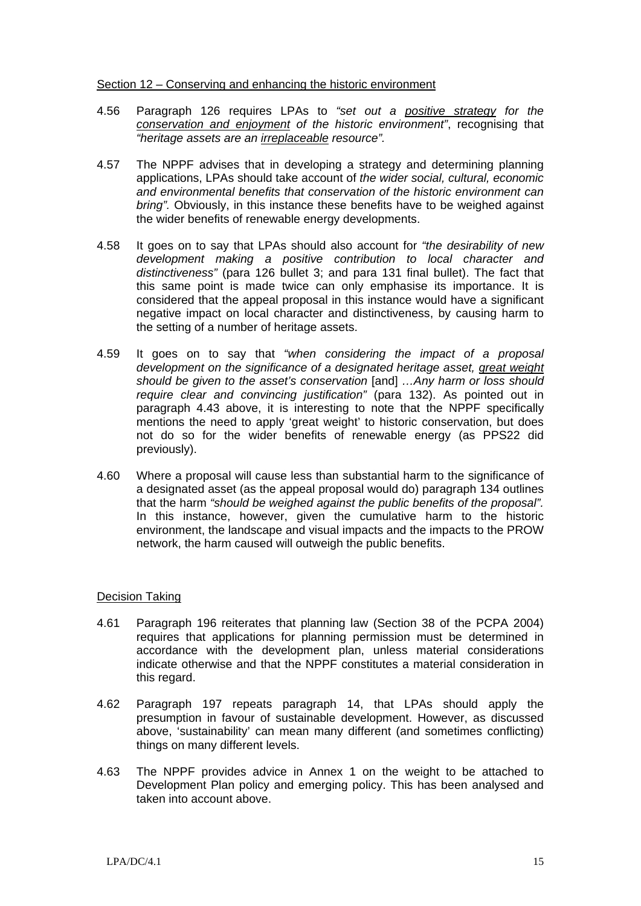<u>Section 12 – Conserving and enhancing the historic environment</u>

4.56 Paragraph 126 requires LPAs to *"set out a <u>positive strategy</u> for the <u>conservation and enjoyment</u> of the historic environment"*, recognising that *"heritage assets are an <u>irreplaceable</u> resource"*.

4.57 The NPPF advises that in developing a strategy and determining planning applications, LPAs should take account of *the wider social, cultural, economic and environmental benefits that conservation of the historic environment can bring".* Obviously, in this instance these benefits have to be weighed against the wider benefits of renewable energy developments.

4.58 It goes on to say that LPAs should also account for *"the desirability of new development making a positive contribution to local character and distinctiveness"* (para 126 bullet 3; and para 131 final bullet). The fact that this same point is made twice can only emphasise its importance. It is considered that the appeal proposal in this instance would have a significant negative impact on local character and distinctiveness, by causing harm to the setting of a number of heritage assets.

4.59 It goes on to say that *"when considering the impact of a proposal development on the significance of a designated heritage asset, <u>great weight</u> should be given to the asset's conservation* [and] *…Any harm or loss should require clear and convincing justification"* (para 132). As pointed out in paragraph 4.43 above, it is interesting to note that the NPPF specifically mentions the need to apply 'great weight' to historic conservation, but does not do so for the wider benefits of renewable energy (as PPS22 did previously).

4.60 Where a proposal will cause less than substantial harm to the significance of a designated asset (as the appeal proposal would do) paragraph 134 outlines that the harm *"should be weighed against the public benefits of the proposal".* In this instance, however, given the cumulative harm to the historic environment, the landscape and visual impacts and the impacts to the PROW network, the harm caused will outweigh the public benefits.

<u>Decision Taking</u>

4.61 Paragraph 196 reiterates that planning law (Section 38 of the PCPA 2004) requires that applications for planning permission must be determined in accordance with the development plan, unless material considerations indicate otherwise and that the NPPF constitutes a material consideration in this regard.

4.62 Paragraph 197 repeats paragraph 14, that LPAs should apply the presumption in favour of sustainable development. However, as discussed above, 'sustainability' can mean many different (and sometimes conflicting) things on many different levels.

4.63 The NPPF provides advice in Annex 1 on the weight to be attached to Development Plan policy and emerging policy. This has been analysed and taken into account above.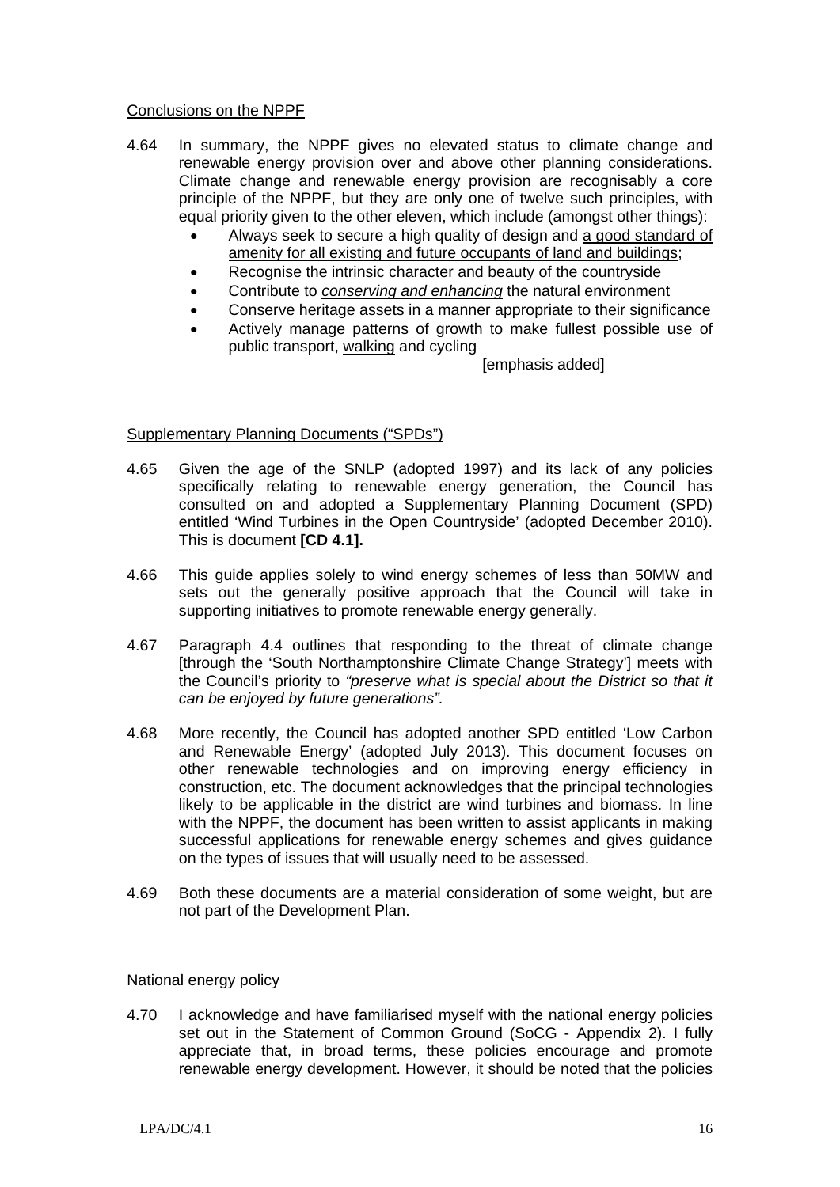<u>Conclusions on the NPPF</u>

4.64 In summary, the NPPF gives no elevated status to climate change and renewable energy provision over and above other planning considerations. Climate change and renewable energy provision are recognisably a core principle of the NPPF, but they are only one of twelve such principles, with equal priority given to the other eleven, which include (amongst other things):

- Always seek to secure a high quality of design and <u>a good standard of amenity for all existing and future occupants of land and buildings</u>;
- Recognise the intrinsic character and beauty of the countryside
- Contribute to <u>*conserving and enhancing*</u> the natural environment
- Conserve heritage assets in a manner appropriate to their significance
- Actively manage patterns of growth to make fullest possible use of public transport, <u>walking</u> and cycling

[emphasis added]

<u>Supplementary Planning Documents ("SPDs")</u>

4.65 Given the age of the SNLP (adopted 1997) and its lack of any policies specifically relating to renewable energy generation, the Council has consulted on and adopted a Supplementary Planning Document (SPD) entitled 'Wind Turbines in the Open Countryside' (adopted December 2010). This is document **[CD 4.1].**

4.66 This guide applies solely to wind energy schemes of less than 50MW and sets out the generally positive approach that the Council will take in supporting initiatives to promote renewable energy generally.

4.67 Paragraph 4.4 outlines that responding to the threat of climate change [through the 'South Northamptonshire Climate Change Strategy'] meets with the Council's priority to *"preserve what is special about the District so that it can be enjoyed by future generations".*

4.68 More recently, the Council has adopted another SPD entitled 'Low Carbon and Renewable Energy' (adopted July 2013). This document focuses on other renewable technologies and on improving energy efficiency in construction, etc. The document acknowledges that the principal technologies likely to be applicable in the district are wind turbines and biomass. In line with the NPPF, the document has been written to assist applicants in making successful applications for renewable energy schemes and gives guidance on the types of issues that will usually need to be assessed.

4.69 Both these documents are a material consideration of some weight, but are not part of the Development Plan.

<u>National energy policy</u>

4.70 I acknowledge and have familiarised myself with the national energy policies set out in the Statement of Common Ground (SoCG - Appendix 2). I fully appreciate that, in broad terms, these policies encourage and promote renewable energy development. However, it should be noted that the policies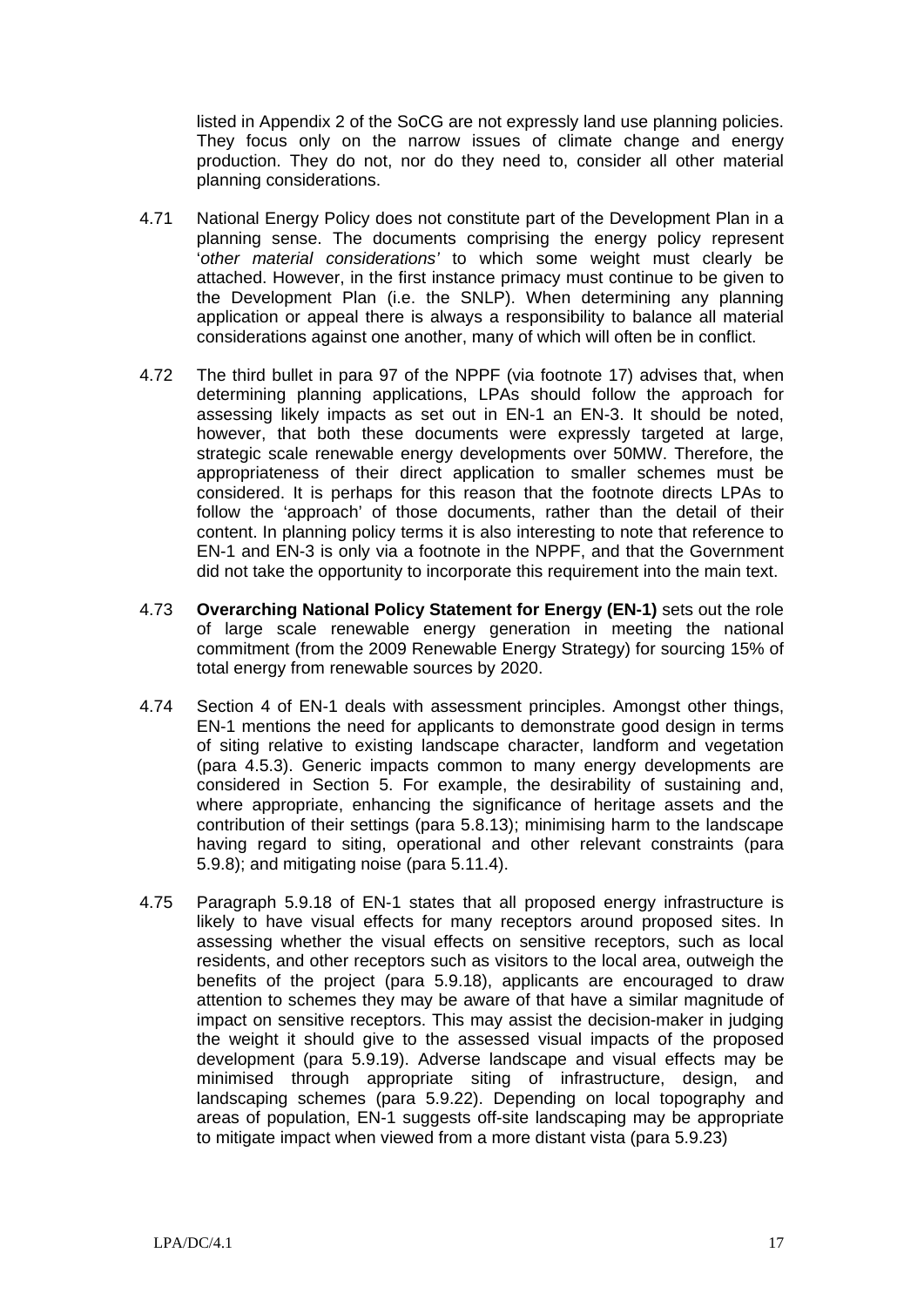listed in Appendix 2 of the SoCG are not expressly land use planning policies. They focus only on the narrow issues of climate change and energy production. They do not, nor do they need to, consider all other material planning considerations.

4.71 National Energy Policy does not constitute part of the Development Plan in a planning sense. The documents comprising the energy policy represent '*other material considerations'* to which some weight must clearly be attached. However, in the first instance primacy must continue to be given to the Development Plan (i.e. the SNLP). When determining any planning application or appeal there is always a responsibility to balance all material considerations against one another, many of which will often be in conflict.

4.72 The third bullet in para 97 of the NPPF (via footnote 17) advises that, when determining planning applications, LPAs should follow the approach for assessing likely impacts as set out in EN-1 an EN-3. It should be noted, however, that both these documents were expressly targeted at large, strategic scale renewable energy developments over 50MW. Therefore, the appropriateness of their direct application to smaller schemes must be considered. It is perhaps for this reason that the footnote directs LPAs to follow the 'approach' of those documents, rather than the detail of their content. In planning policy terms it is also interesting to note that reference to EN-1 and EN-3 is only via a footnote in the NPPF, and that the Government did not take the opportunity to incorporate this requirement into the main text.

4.73 **Overarching National Policy Statement for Energy (EN-1)** sets out the role of large scale renewable energy generation in meeting the national commitment (from the 2009 Renewable Energy Strategy) for sourcing 15% of total energy from renewable sources by 2020.

4.74 Section 4 of EN-1 deals with assessment principles. Amongst other things, EN-1 mentions the need for applicants to demonstrate good design in terms of siting relative to existing landscape character, landform and vegetation (para 4.5.3). Generic impacts common to many energy developments are considered in Section 5. For example, the desirability of sustaining and, where appropriate, enhancing the significance of heritage assets and the contribution of their settings (para 5.8.13); minimising harm to the landscape having regard to siting, operational and other relevant constraints (para 5.9.8); and mitigating noise (para 5.11.4).

4.75 Paragraph 5.9.18 of EN-1 states that all proposed energy infrastructure is likely to have visual effects for many receptors around proposed sites. In assessing whether the visual effects on sensitive receptors, such as local residents, and other receptors such as visitors to the local area, outweigh the benefits of the project (para 5.9.18), applicants are encouraged to draw attention to schemes they may be aware of that have a similar magnitude of impact on sensitive receptors. This may assist the decision-maker in judging the weight it should give to the assessed visual impacts of the proposed development (para 5.9.19). Adverse landscape and visual effects may be minimised through appropriate siting of infrastructure, design, and landscaping schemes (para 5.9.22). Depending on local topography and areas of population, EN-1 suggests off-site landscaping may be appropriate to mitigate impact when viewed from a more distant vista (para 5.9.23)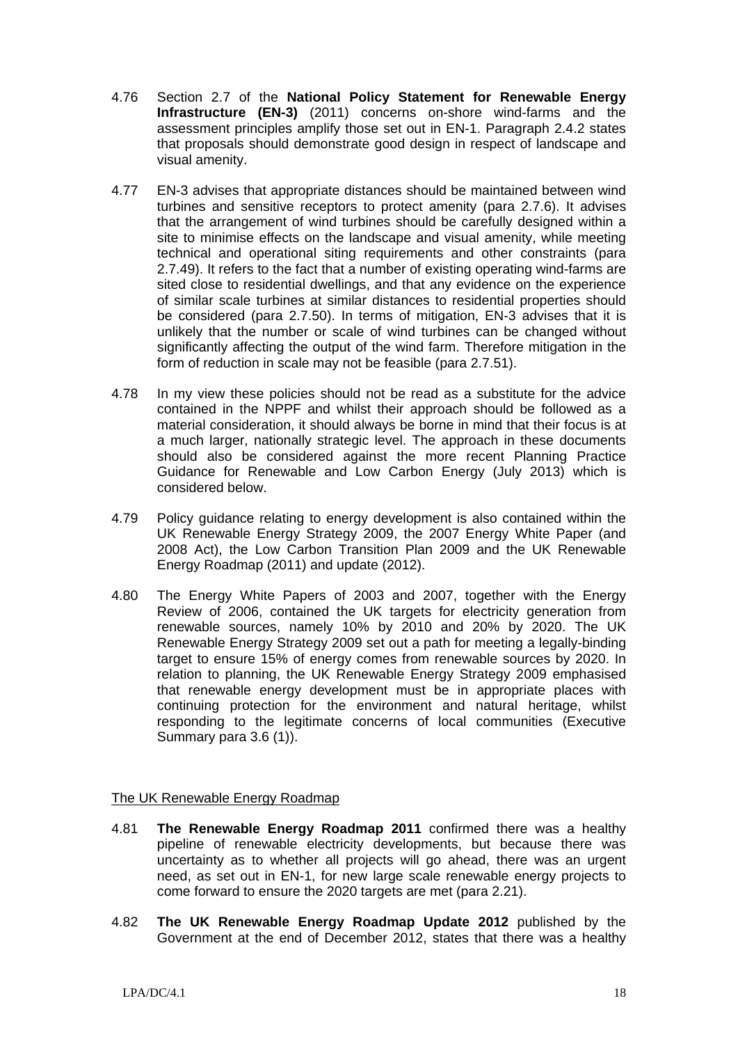4.76 Section 2.7 of the **National Policy Statement for Renewable Energy Infrastructure (EN-3)** (2011) concerns on-shore wind-farms and the assessment principles amplify those set out in EN-1. Paragraph 2.4.2 states that proposals should demonstrate good design in respect of landscape and visual amenity.

4.77 EN-3 advises that appropriate distances should be maintained between wind turbines and sensitive receptors to protect amenity (para 2.7.6). It advises that the arrangement of wind turbines should be carefully designed within a site to minimise effects on the landscape and visual amenity, while meeting technical and operational siting requirements and other constraints (para 2.7.49). It refers to the fact that a number of existing operating wind-farms are sited close to residential dwellings, and that any evidence on the experience of similar scale turbines at similar distances to residential properties should be considered (para 2.7.50). In terms of mitigation, EN-3 advises that it is unlikely that the number or scale of wind turbines can be changed without significantly affecting the output of the wind farm. Therefore mitigation in the form of reduction in scale may not be feasible (para 2.7.51).

4.78 In my view these policies should not be read as a substitute for the advice contained in the NPPF and whilst their approach should be followed as a material consideration, it should always be borne in mind that their focus is at a much larger, nationally strategic level. The approach in these documents should also be considered against the more recent Planning Practice Guidance for Renewable and Low Carbon Energy (July 2013) which is considered below.

4.79 Policy guidance relating to energy development is also contained within the UK Renewable Energy Strategy 2009, the 2007 Energy White Paper (and 2008 Act), the Low Carbon Transition Plan 2009 and the UK Renewable Energy Roadmap (2011) and update (2012).

4.80 The Energy White Papers of 2003 and 2007, together with the Energy Review of 2006, contained the UK targets for electricity generation from renewable sources, namely 10% by 2010 and 20% by 2020. The UK Renewable Energy Strategy 2009 set out a path for meeting a legally-binding target to ensure 15% of energy comes from renewable sources by 2020. In relation to planning, the UK Renewable Energy Strategy 2009 emphasised that renewable energy development must be in appropriate places with continuing protection for the environment and natural heritage, whilst responding to the legitimate concerns of local communities (Executive Summary para 3.6 (1)).

The UK Renewable Energy Roadmap

4.81 **The Renewable Energy Roadmap 2011** confirmed there was a healthy pipeline of renewable electricity developments, but because there was uncertainty as to whether all projects will go ahead, there was an urgent need, as set out in EN-1, for new large scale renewable energy projects to come forward to ensure the 2020 targets are met (para 2.21).

4.82 **The UK Renewable Energy Roadmap Update 2012** published by the Government at the end of December 2012, states that there was a healthy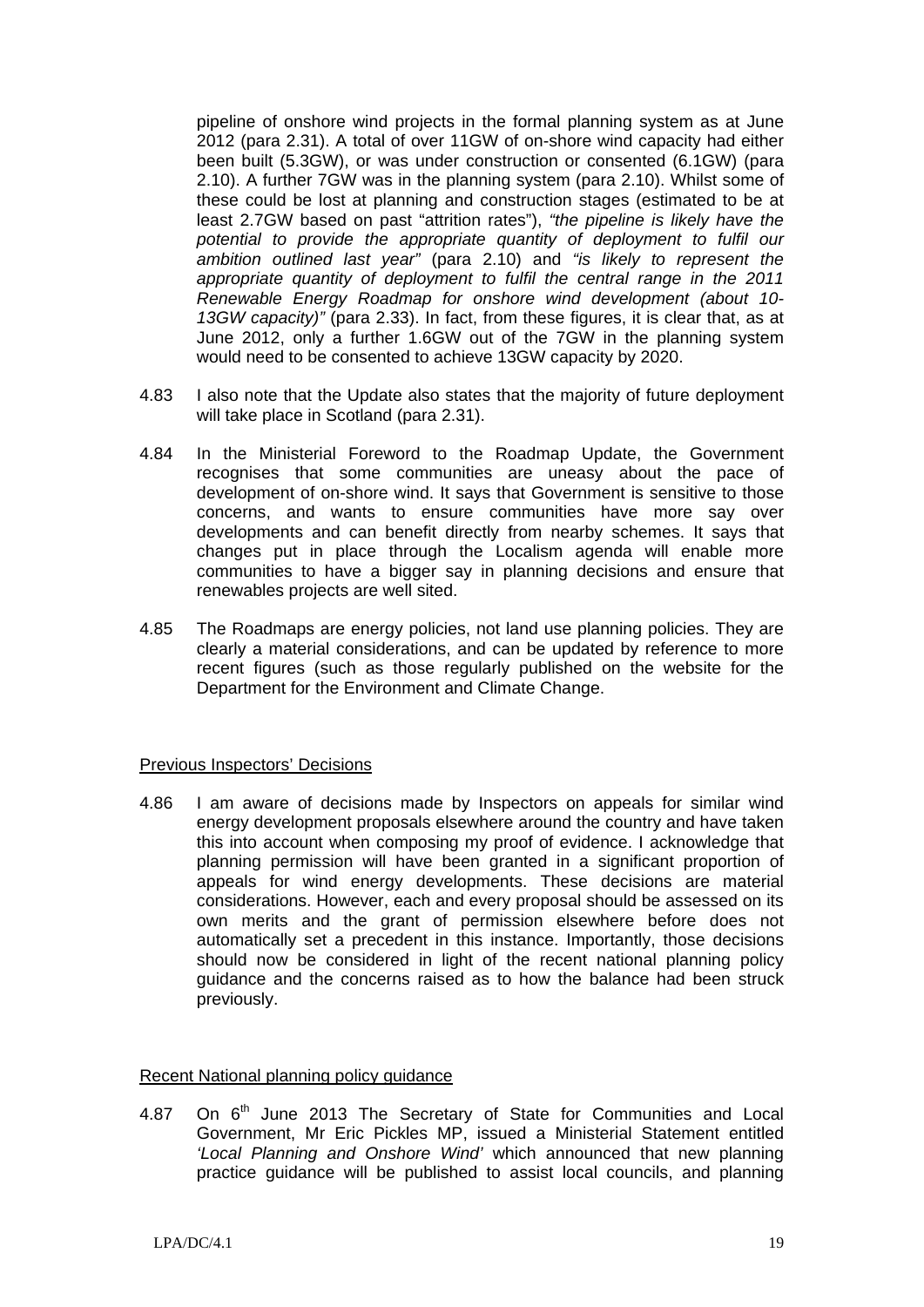pipeline of onshore wind projects in the formal planning system as at June 2012 (para 2.31). A total of over 11GW of on-shore wind capacity had either been built (5.3GW), or was under construction or consented (6.1GW) (para 2.10). A further 7GW was in the planning system (para 2.10). Whilst some of these could be lost at planning and construction stages (estimated to be at least 2.7GW based on past "attrition rates"), *"the pipeline is likely have the potential to provide the appropriate quantity of deployment to fulfil our ambition outlined last year"* (para 2.10) and *"is likely to represent the appropriate quantity of deployment to fulfil the central range in the 2011 Renewable Energy Roadmap for onshore wind development (about 10-13GW capacity)"* (para 2.33). In fact, from these figures, it is clear that, as at June 2012, only a further 1.6GW out of the 7GW in the planning system would need to be consented to achieve 13GW capacity by 2020.

4.83 I also note that the Update also states that the majority of future deployment will take place in Scotland (para 2.31).

4.84 In the Ministerial Foreword to the Roadmap Update, the Government recognises that some communities are uneasy about the pace of development of on-shore wind. It says that Government is sensitive to those concerns, and wants to ensure communities have more say over developments and can benefit directly from nearby schemes. It says that changes put in place through the Localism agenda will enable more communities to have a bigger say in planning decisions and ensure that renewables projects are well sited.

4.85 The Roadmaps are energy policies, not land use planning policies. They are clearly a material considerations, and can be updated by reference to more recent figures (such as those regularly published on the website for the Department for the Environment and Climate Change.

Previous Inspectors' Decisions

4.86 I am aware of decisions made by Inspectors on appeals for similar wind energy development proposals elsewhere around the country and have taken this into account when composing my proof of evidence. I acknowledge that planning permission will have been granted in a significant proportion of appeals for wind energy developments. These decisions are material considerations. However, each and every proposal should be assessed on its own merits and the grant of permission elsewhere before does not automatically set a precedent in this instance. Importantly, those decisions should now be considered in light of the recent national planning policy guidance and the concerns raised as to how the balance had been struck previously.

Recent National planning policy guidance

4.87 On 6th June 2013 The Secretary of State for Communities and Local Government, Mr Eric Pickles MP, issued a Ministerial Statement entitled *'Local Planning and Onshore Wind'* which announced that new planning practice guidance will be published to assist local councils, and planning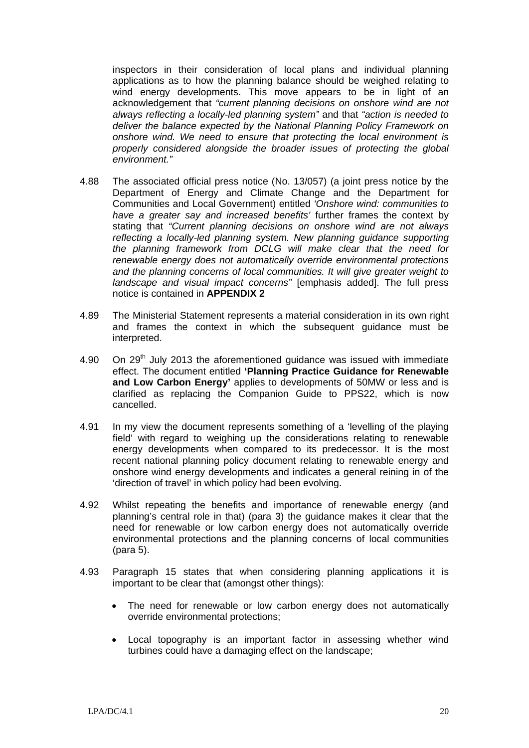inspectors in their consideration of local plans and individual planning applications as to how the planning balance should be weighed relating to wind energy developments. This move appears to be in light of an acknowledgement that *"current planning decisions on onshore wind are not always reflecting a locally-led planning system"* and that *"action is needed to deliver the balance expected by the National Planning Policy Framework on onshore wind. We need to ensure that protecting the local environment is properly considered alongside the broader issues of protecting the global environment."*

4.88 The associated official press notice (No. 13/057) (a joint press notice by the Department of Energy and Climate Change and the Department for Communities and Local Government) entitled *'Onshore wind: communities to have a greater say and increased benefits'* further frames the context by stating that *"Current planning decisions on onshore wind are not always reflecting a locally-led planning system. New planning guidance supporting the planning framework from DCLG will make clear that the need for renewable energy does not automatically override environmental protections and the planning concerns of local communities. It will give <u>greater weight</u> to landscape and visual impact concerns"* [emphasis added]. The full press notice is contained in **APPENDIX 2**

4.89 The Ministerial Statement represents a material consideration in its own right and frames the context in which the subsequent guidance must be interpreted.

4.90 On 29th July 2013 the aforementioned guidance was issued with immediate effect. The document entitled **'Planning Practice Guidance for Renewable and Low Carbon Energy'** applies to developments of 50MW or less and is clarified as replacing the Companion Guide to PPS22, which is now cancelled.

4.91 In my view the document represents something of a 'levelling of the playing field' with regard to weighing up the considerations relating to renewable energy developments when compared to its predecessor. It is the most recent national planning policy document relating to renewable energy and onshore wind energy developments and indicates a general reining in of the 'direction of travel' in which policy had been evolving.

4.92 Whilst repeating the benefits and importance of renewable energy (and planning's central role in that) (para 3) the guidance makes it clear that the need for renewable or low carbon energy does not automatically override environmental protections and the planning concerns of local communities (para 5).

4.93 Paragraph 15 states that when considering planning applications it is important to be clear that (amongst other things):

- The need for renewable or low carbon energy does not automatically override environmental protections;

- <u>Local</u> topography is an important factor in assessing whether wind turbines could have a damaging effect on the landscape;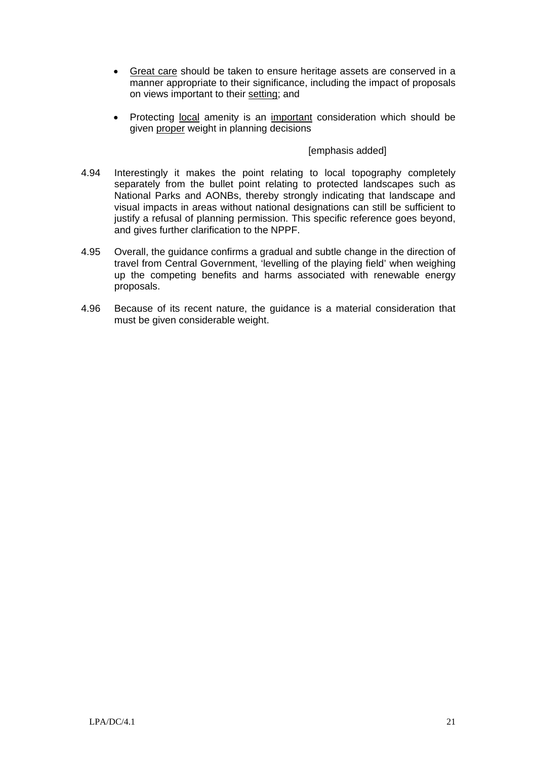- <u>Great care</u> should be taken to ensure heritage assets are conserved in a manner appropriate to their significance, including the impact of proposals on views important to their <u>setting</u>; and

- Protecting <u>local</u> amenity is an <u>important</u> consideration which should be given <u>proper</u> weight in planning decisions

[emphasis added]

4.94 Interestingly it makes the point relating to local topography completely separately from the bullet point relating to protected landscapes such as National Parks and AONBs, thereby strongly indicating that landscape and visual impacts in areas without national designations can still be sufficient to justify a refusal of planning permission. This specific reference goes beyond, and gives further clarification to the NPPF.

4.95 Overall, the guidance confirms a gradual and subtle change in the direction of travel from Central Government, 'levelling of the playing field' when weighing up the competing benefits and harms associated with renewable energy proposals.

4.96 Because of its recent nature, the guidance is a material consideration that must be given considerable weight.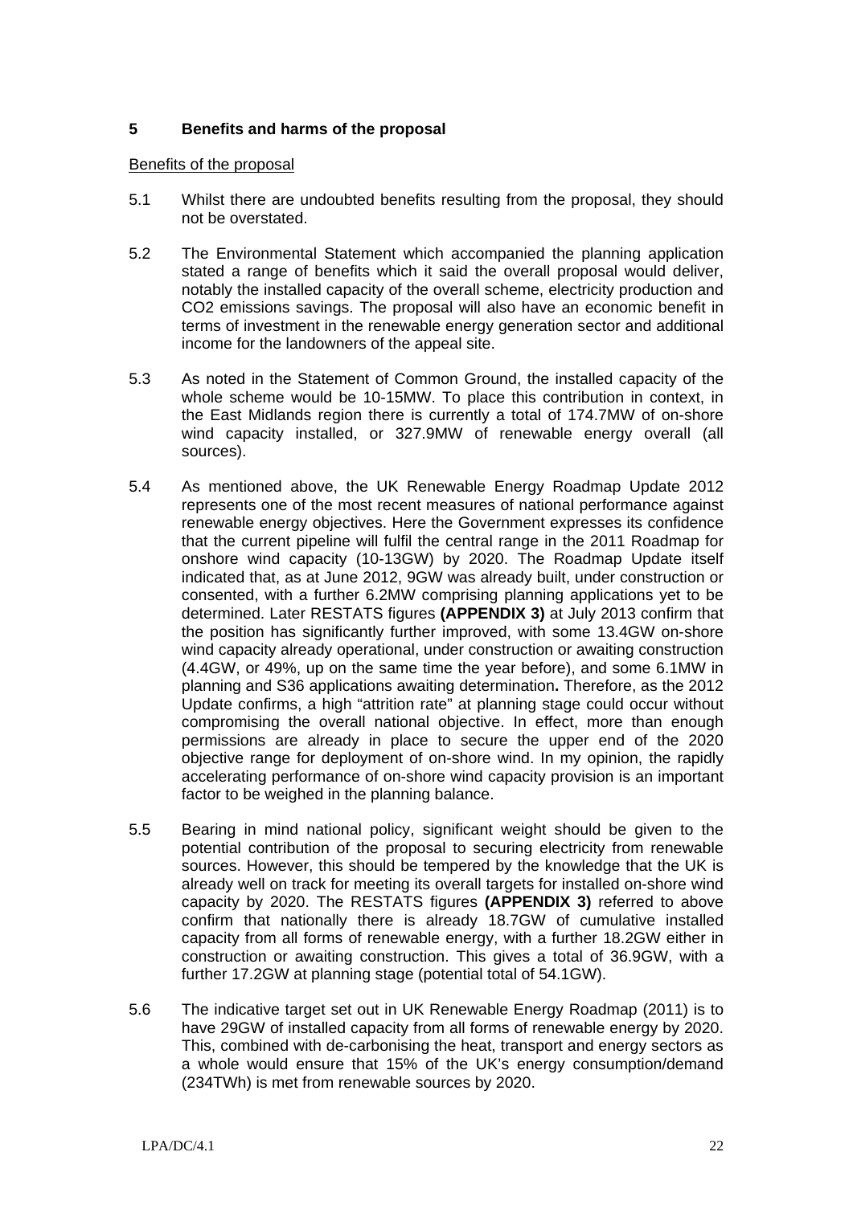## 5 Benefits and harms of the proposal

Benefits of the proposal

5.1 Whilst there are undoubted benefits resulting from the proposal, they should not be overstated.

5.2 The Environmental Statement which accompanied the planning application stated a range of benefits which it said the overall proposal would deliver, notably the installed capacity of the overall scheme, electricity production and $CO_2$ emissions savings. The proposal will also have an economic benefit in terms of investment in the renewable energy generation sector and additional income for the landowners of the appeal site.

5.3 As noted in the Statement of Common Ground, the installed capacity of the whole scheme would be 10-15MW. To place this contribution in context, in the East Midlands region there is currently a total of 174.7MW of on-shore wind capacity installed, or 327.9MW of renewable energy overall (all sources).

5.4 As mentioned above, the UK Renewable Energy Roadmap Update 2012 represents one of the most recent measures of national performance against renewable energy objectives. Here the Government expresses its confidence that the current pipeline will fulfil the central range in the 2011 Roadmap for onshore wind capacity (10-13GW) by 2020. The Roadmap Update itself indicated that, as at June 2012, 9GW was already built, under construction or consented, with a further 6.2MW comprising planning applications yet to be determined. Later RESTATS figures **(APPENDIX 3)** at July 2013 confirm that the position has significantly further improved, with some 13.4GW on-shore wind capacity already operational, under construction or awaiting construction (4.4GW, or 49%, up on the same time the year before), and some 6.1MW in planning and S36 applications awaiting determination**.** Therefore, as the 2012 Update confirms, a high "attrition rate" at planning stage could occur without compromising the overall national objective. In effect, more than enough permissions are already in place to secure the upper end of the 2020 objective range for deployment of on-shore wind. In my opinion, the rapidly accelerating performance of on-shore wind capacity provision is an important factor to be weighed in the planning balance.

5.5 Bearing in mind national policy, significant weight should be given to the potential contribution of the proposal to securing electricity from renewable sources. However, this should be tempered by the knowledge that the UK is already well on track for meeting its overall targets for installed on-shore wind capacity by 2020. The RESTATS figures **(APPENDIX 3)** referred to above confirm that nationally there is already 18.7GW of cumulative installed capacity from all forms of renewable energy, with a further 18.2GW either in construction or awaiting construction. This gives a total of 36.9GW, with a further 17.2GW at planning stage (potential total of 54.1GW).

5.6 The indicative target set out in UK Renewable Energy Roadmap (2011) is to have 29GW of installed capacity from all forms of renewable energy by 2020. This, combined with de-carbonising the heat, transport and energy sectors as a whole would ensure that 15% of the UK's energy consumption/demand (234TWh) is met from renewable sources by 2020.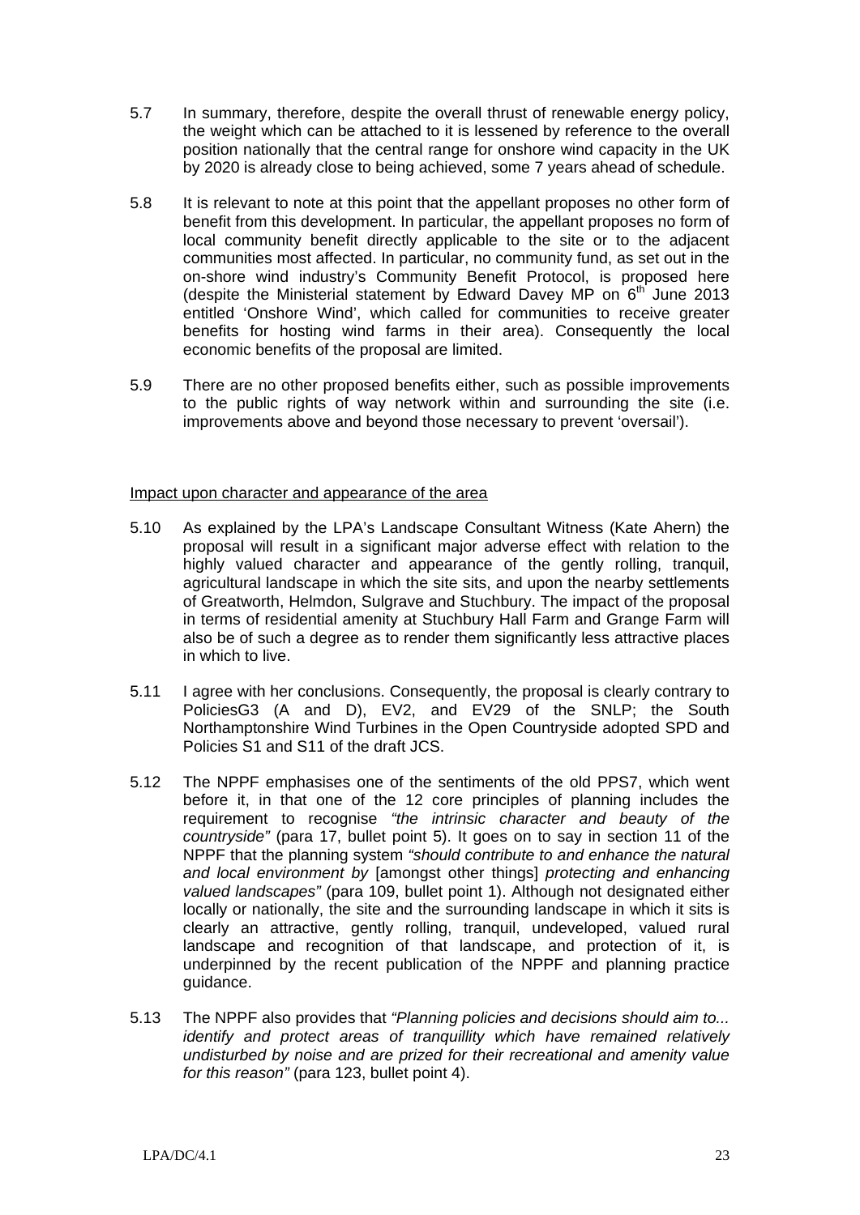5.7 In summary, therefore, despite the overall thrust of renewable energy policy, the weight which can be attached to it is lessened by reference to the overall position nationally that the central range for onshore wind capacity in the UK by 2020 is already close to being achieved, some 7 years ahead of schedule.

5.8 It is relevant to note at this point that the appellant proposes no other form of benefit from this development. In particular, the appellant proposes no form of local community benefit directly applicable to the site or to the adjacent communities most affected. In particular, no community fund, as set out in the on-shore wind industry's Community Benefit Protocol, is proposed here (despite the Ministerial statement by Edward Davey MP on 6th June 2013 entitled 'Onshore Wind', which called for communities to receive greater benefits for hosting wind farms in their area). Consequently the local economic benefits of the proposal are limited.

5.9 There are no other proposed benefits either, such as possible improvements to the public rights of way network within and surrounding the site (i.e. improvements above and beyond those necessary to prevent 'oversail').

Impact upon character and appearance of the area

5.10 As explained by the LPA's Landscape Consultant Witness (Kate Ahern) the proposal will result in a significant major adverse effect with relation to the highly valued character and appearance of the gently rolling, tranquil, agricultural landscape in which the site sits, and upon the nearby settlements of Greatworth, Helmdon, Sulgrave and Stuchbury. The impact of the proposal in terms of residential amenity at Stuchbury Hall Farm and Grange Farm will also be of such a degree as to render them significantly less attractive places in which to live.

5.11 I agree with her conclusions. Consequently, the proposal is clearly contrary to PoliciesG3 (A and D), EV2, and EV29 of the SNLP; the South Northamptonshire Wind Turbines in the Open Countryside adopted SPD and Policies S1 and S11 of the draft JCS.

5.12 The NPPF emphasises one of the sentiments of the old PPS7, which went before it, in that one of the 12 core principles of planning includes the requirement to recognise *"the intrinsic character and beauty of the countryside"* (para 17, bullet point 5). It goes on to say in section 11 of the NPPF that the planning system *"should contribute to and enhance the natural and local environment by* [amongst other things] *protecting and enhancing valued landscapes"* (para 109, bullet point 1). Although not designated either locally or nationally, the site and the surrounding landscape in which it sits is clearly an attractive, gently rolling, tranquil, undeveloped, valued rural landscape and recognition of that landscape, and protection of it, is underpinned by the recent publication of the NPPF and planning practice guidance.

5.13 The NPPF also provides that *"Planning policies and decisions should aim to... identify and protect areas of tranquillity which have remained relatively undisturbed by noise and are prized for their recreational and amenity value for this reason"* (para 123, bullet point 4).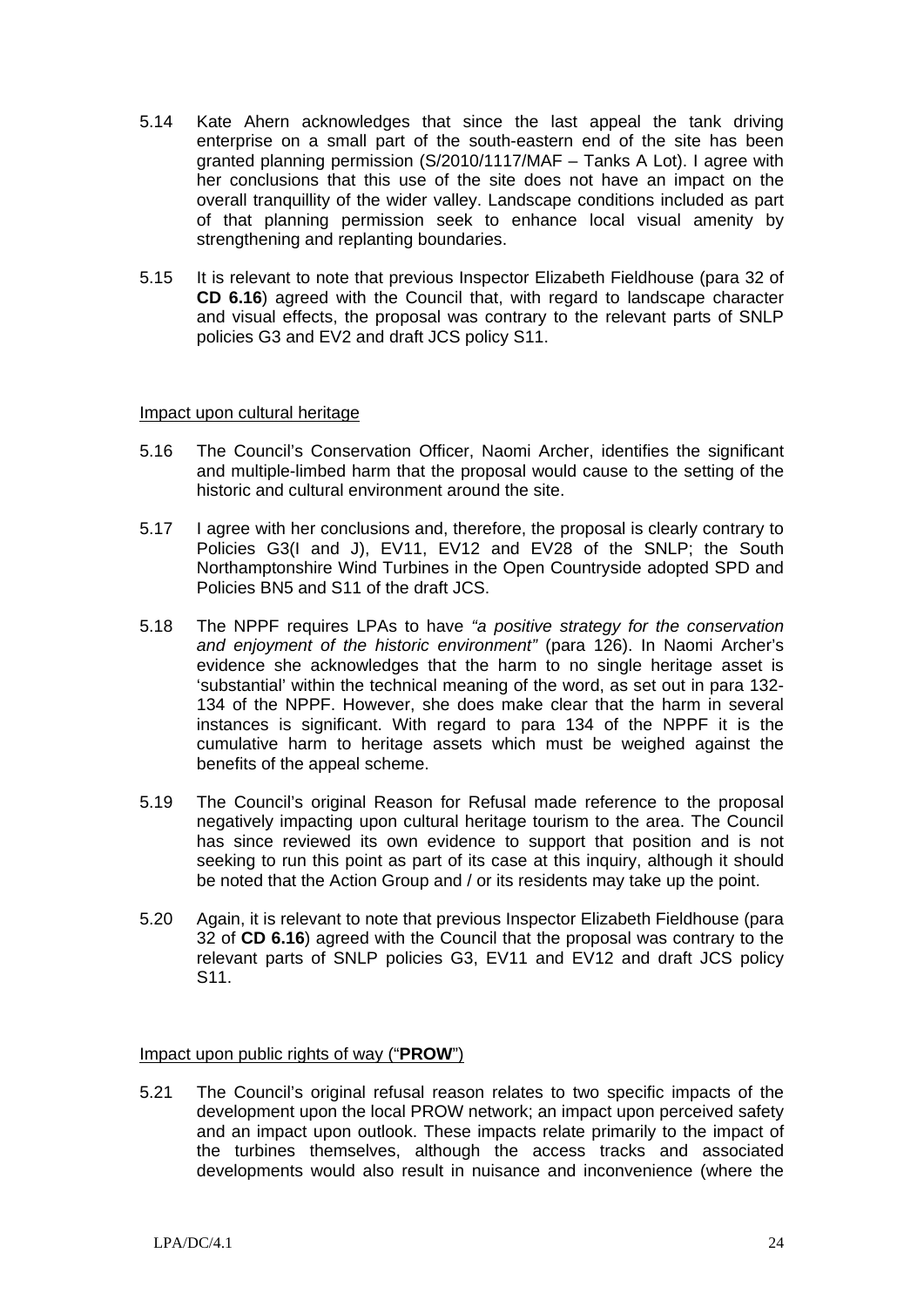5.14 Kate Ahern acknowledges that since the last appeal the tank driving enterprise on a small part of the south-eastern end of the site has been granted planning permission (S/2010/1117/MAF – Tanks A Lot). I agree with her conclusions that this use of the site does not have an impact on the overall tranquillity of the wider valley. Landscape conditions included as part of that planning permission seek to enhance local visual amenity by strengthening and replanting boundaries.

5.15 It is relevant to note that previous Inspector Elizabeth Fieldhouse (para 32 of **CD 6.16**) agreed with the Council that, with regard to landscape character and visual effects, the proposal was contrary to the relevant parts of SNLP policies G3 and EV2 and draft JCS policy S11.

Impact upon cultural heritage

5.16 The Council's Conservation Officer, Naomi Archer, identifies the significant and multiple-limbed harm that the proposal would cause to the setting of the historic and cultural environment around the site.

5.17 I agree with her conclusions and, therefore, the proposal is clearly contrary to Policies G3(I and J), EV11, EV12 and EV28 of the SNLP; the South Northamptonshire Wind Turbines in the Open Countryside adopted SPD and Policies BN5 and S11 of the draft JCS.

5.18 The NPPF requires LPAs to have *"a positive strategy for the conservation and enjoyment of the historic environment"* (para 126). In Naomi Archer's evidence she acknowledges that the harm to no single heritage asset is 'substantial' within the technical meaning of the word, as set out in para 132-134 of the NPPF. However, she does make clear that the harm in several instances is significant. With regard to para 134 of the NPPF it is the cumulative harm to heritage assets which must be weighed against the benefits of the appeal scheme.

5.19 The Council's original Reason for Refusal made reference to the proposal negatively impacting upon cultural heritage tourism to the area. The Council has since reviewed its own evidence to support that position and is not seeking to run this point as part of its case at this inquiry, although it should be noted that the Action Group and / or its residents may take up the point.

5.20 Again, it is relevant to note that previous Inspector Elizabeth Fieldhouse (para 32 of **CD 6.16**) agreed with the Council that the proposal was contrary to the relevant parts of SNLP policies G3, EV11 and EV12 and draft JCS policy S11.

Impact upon public rights of way ("**PROW**")

5.21 The Council's original refusal reason relates to two specific impacts of the development upon the local PROW network; an impact upon perceived safety and an impact upon outlook. These impacts relate primarily to the impact of the turbines themselves, although the access tracks and associated developments would also result in nuisance and inconvenience (where the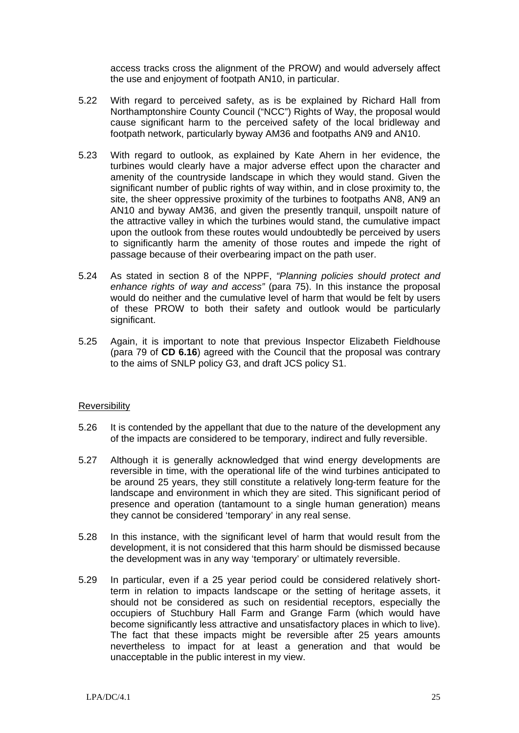access tracks cross the alignment of the PROW) and would adversely affect the use and enjoyment of footpath AN10, in particular.

5.22 With regard to perceived safety, as is be explained by Richard Hall from Northamptonshire County Council ("NCC") Rights of Way, the proposal would cause significant harm to the perceived safety of the local bridleway and footpath network, particularly byway AM36 and footpaths AN9 and AN10.

5.23 With regard to outlook, as explained by Kate Ahern in her evidence, the turbines would clearly have a major adverse effect upon the character and amenity of the countryside landscape in which they would stand. Given the significant number of public rights of way within, and in close proximity to, the site, the sheer oppressive proximity of the turbines to footpaths AN8, AN9 an AN10 and byway AM36, and given the presently tranquil, unspoilt nature of the attractive valley in which the turbines would stand, the cumulative impact upon the outlook from these routes would undoubtedly be perceived by users to significantly harm the amenity of those routes and impede the right of passage because of their overbearing impact on the path user.

5.24 As stated in section 8 of the NPPF, *"Planning policies should protect and enhance rights of way and access"* (para 75). In this instance the proposal would do neither and the cumulative level of harm that would be felt by users of these PROW to both their safety and outlook would be particularly significant.

5.25 Again, it is important to note that previous Inspector Elizabeth Fieldhouse (para 79 of **CD 6.16**) agreed with the Council that the proposal was contrary to the aims of SNLP policy G3, and draft JCS policy S1.

<u>Reversibility</u>

5.26 It is contended by the appellant that due to the nature of the development any of the impacts are considered to be temporary, indirect and fully reversible.

5.27 Although it is generally acknowledged that wind energy developments are reversible in time, with the operational life of the wind turbines anticipated to be around 25 years, they still constitute a relatively long-term feature for the landscape and environment in which they are sited. This significant period of presence and operation (tantamount to a single human generation) means they cannot be considered 'temporary' in any real sense.

5.28 In this instance, with the significant level of harm that would result from the development, it is not considered that this harm should be dismissed because the development was in any way 'temporary' or ultimately reversible.

5.29 In particular, even if a 25 year period could be considered relatively short-term in relation to impacts landscape or the setting of heritage assets, it should not be considered as such on residential receptors, especially the occupiers of Stuchbury Hall Farm and Grange Farm (which would have become significantly less attractive and unsatisfactory places in which to live). The fact that these impacts might be reversible after 25 years amounts nevertheless to impact for at least a generation and that would be unacceptable in the public interest in my view.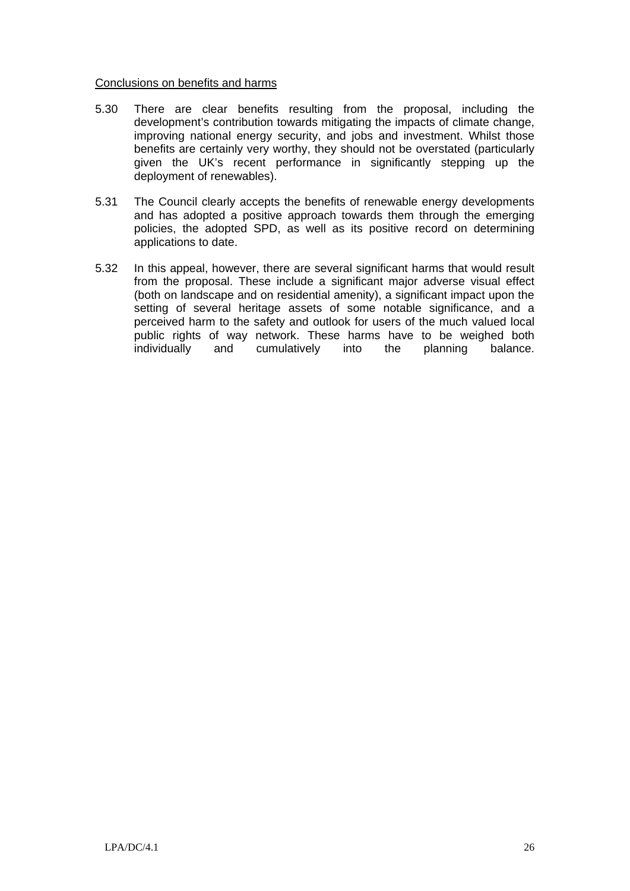Conclusions on benefits and harms

5.30 There are clear benefits resulting from the proposal, including the development's contribution towards mitigating the impacts of climate change, improving national energy security, and jobs and investment. Whilst those benefits are certainly very worthy, they should not be overstated (particularly given the UK's recent performance in significantly stepping up the deployment of renewables).

5.31 The Council clearly accepts the benefits of renewable energy developments and has adopted a positive approach towards them through the emerging policies, the adopted SPD, as well as its positive record on determining applications to date.

5.32 In this appeal, however, there are several significant harms that would result from the proposal. These include a significant major adverse visual effect (both on landscape and on residential amenity), a significant impact upon the setting of several heritage assets of some notable significance, and a perceived harm to the safety and outlook for users of the much valued local public rights of way network. These harms have to be weighed both individually and cumulatively into the planning balance.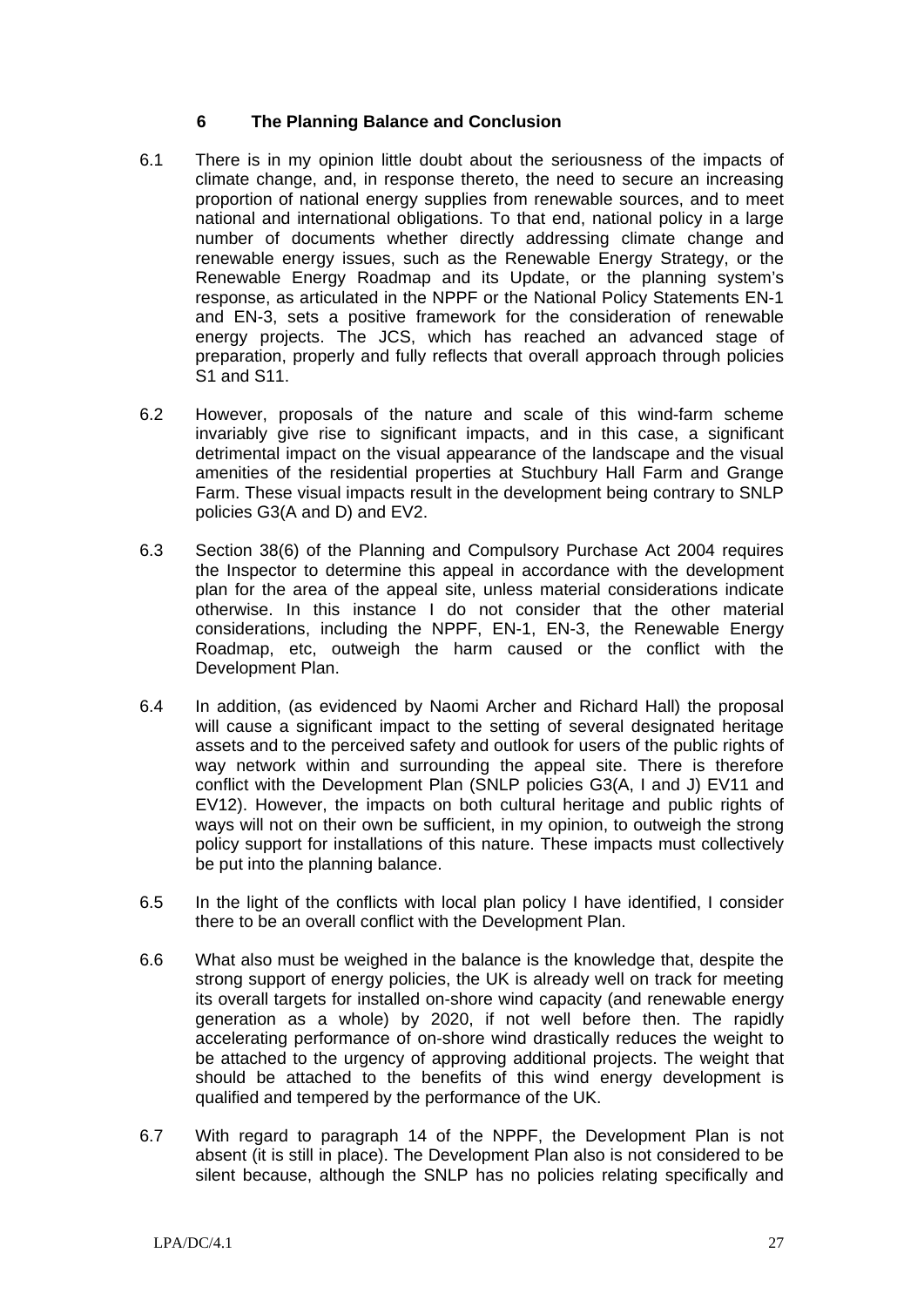## 6 The Planning Balance and Conclusion

6.1 There is in my opinion little doubt about the seriousness of the impacts of climate change, and, in response thereto, the need to secure an increasing proportion of national energy supplies from renewable sources, and to meet national and international obligations. To that end, national policy in a large number of documents whether directly addressing climate change and renewable energy issues, such as the Renewable Energy Strategy, or the Renewable Energy Roadmap and its Update, or the planning system's response, as articulated in the NPPF or the National Policy Statements EN-1 and EN-3, sets a positive framework for the consideration of renewable energy projects. The JCS, which has reached an advanced stage of preparation, properly and fully reflects that overall approach through policies S1 and S11.

6.2 However, proposals of the nature and scale of this wind-farm scheme invariably give rise to significant impacts, and in this case, a significant detrimental impact on the visual appearance of the landscape and the visual amenities of the residential properties at Stuchbury Hall Farm and Grange Farm. These visual impacts result in the development being contrary to SNLP policies G3(A and D) and EV2.

6.3 Section 38(6) of the Planning and Compulsory Purchase Act 2004 requires the Inspector to determine this appeal in accordance with the development plan for the area of the appeal site, unless material considerations indicate otherwise. In this instance I do not consider that the other material considerations, including the NPPF, EN-1, EN-3, the Renewable Energy Roadmap, etc, outweigh the harm caused or the conflict with the Development Plan.

6.4 In addition, (as evidenced by Naomi Archer and Richard Hall) the proposal will cause a significant impact to the setting of several designated heritage assets and to the perceived safety and outlook for users of the public rights of way network within and surrounding the appeal site. There is therefore conflict with the Development Plan (SNLP policies G3(A, I and J) EV11 and EV12). However, the impacts on both cultural heritage and public rights of ways will not on their own be sufficient, in my opinion, to outweigh the strong policy support for installations of this nature. These impacts must collectively be put into the planning balance.

6.5 In the light of the conflicts with local plan policy I have identified, I consider there to be an overall conflict with the Development Plan.

6.6 What also must be weighed in the balance is the knowledge that, despite the strong support of energy policies, the UK is already well on track for meeting its overall targets for installed on-shore wind capacity (and renewable energy generation as a whole) by 2020, if not well before then. The rapidly accelerating performance of on-shore wind drastically reduces the weight to be attached to the urgency of approving additional projects. The weight that should be attached to the benefits of this wind energy development is qualified and tempered by the performance of the UK.

6.7 With regard to paragraph 14 of the NPPF, the Development Plan is not absent (it is still in place). The Development Plan also is not considered to be silent because, although the SNLP has no policies relating specifically and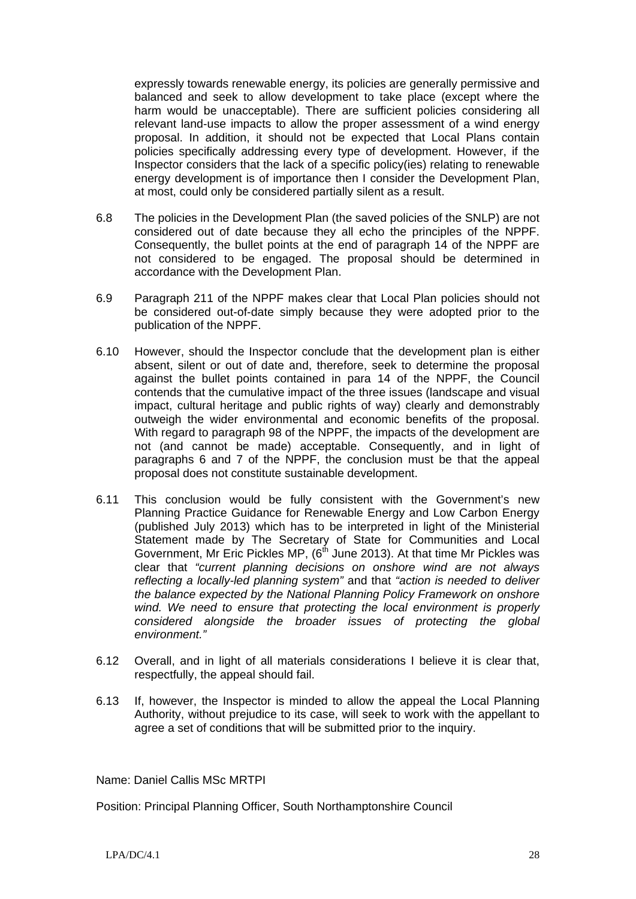expressly towards renewable energy, its policies are generally permissive and balanced and seek to allow development to take place (except where the harm would be unacceptable). There are sufficient policies considering all relevant land-use impacts to allow the proper assessment of a wind energy proposal. In addition, it should not be expected that Local Plans contain policies specifically addressing every type of development. However, if the Inspector considers that the lack of a specific policy(ies) relating to renewable energy development is of importance then I consider the Development Plan, at most, could only be considered partially silent as a result.

6.8 The policies in the Development Plan (the saved policies of the SNLP) are not considered out of date because they all echo the principles of the NPPF. Consequently, the bullet points at the end of paragraph 14 of the NPPF are not considered to be engaged. The proposal should be determined in accordance with the Development Plan.

6.9 Paragraph 211 of the NPPF makes clear that Local Plan policies should not be considered out-of-date simply because they were adopted prior to the publication of the NPPF.

6.10 However, should the Inspector conclude that the development plan is either absent, silent or out of date and, therefore, seek to determine the proposal against the bullet points contained in para 14 of the NPPF, the Council contends that the cumulative impact of the three issues (landscape and visual impact, cultural heritage and public rights of way) clearly and demonstrably outweigh the wider environmental and economic benefits of the proposal. With regard to paragraph 98 of the NPPF, the impacts of the development are not (and cannot be made) acceptable. Consequently, and in light of paragraphs 6 and 7 of the NPPF, the conclusion must be that the appeal proposal does not constitute sustainable development.

6.11 This conclusion would be fully consistent with the Government's new Planning Practice Guidance for Renewable Energy and Low Carbon Energy (published July 2013) which has to be interpreted in light of the Ministerial Statement made by The Secretary of State for Communities and Local Government, Mr Eric Pickles MP, (6th June 2013). At that time Mr Pickles was clear that *"current planning decisions on onshore wind are not always reflecting a locally-led planning system"* and that *"action is needed to deliver the balance expected by the National Planning Policy Framework on onshore wind. We need to ensure that protecting the local environment is properly considered alongside the broader issues of protecting the global environment."*

6.12 Overall, and in light of all materials considerations I believe it is clear that, respectfully, the appeal should fail.

6.13 If, however, the Inspector is minded to allow the appeal the Local Planning Authority, without prejudice to its case, will seek to work with the appellant to agree a set of conditions that will be submitted prior to the inquiry.

Name: Daniel Callis MSc MRTPI

Position: Principal Planning Officer, South Northamptonshire Council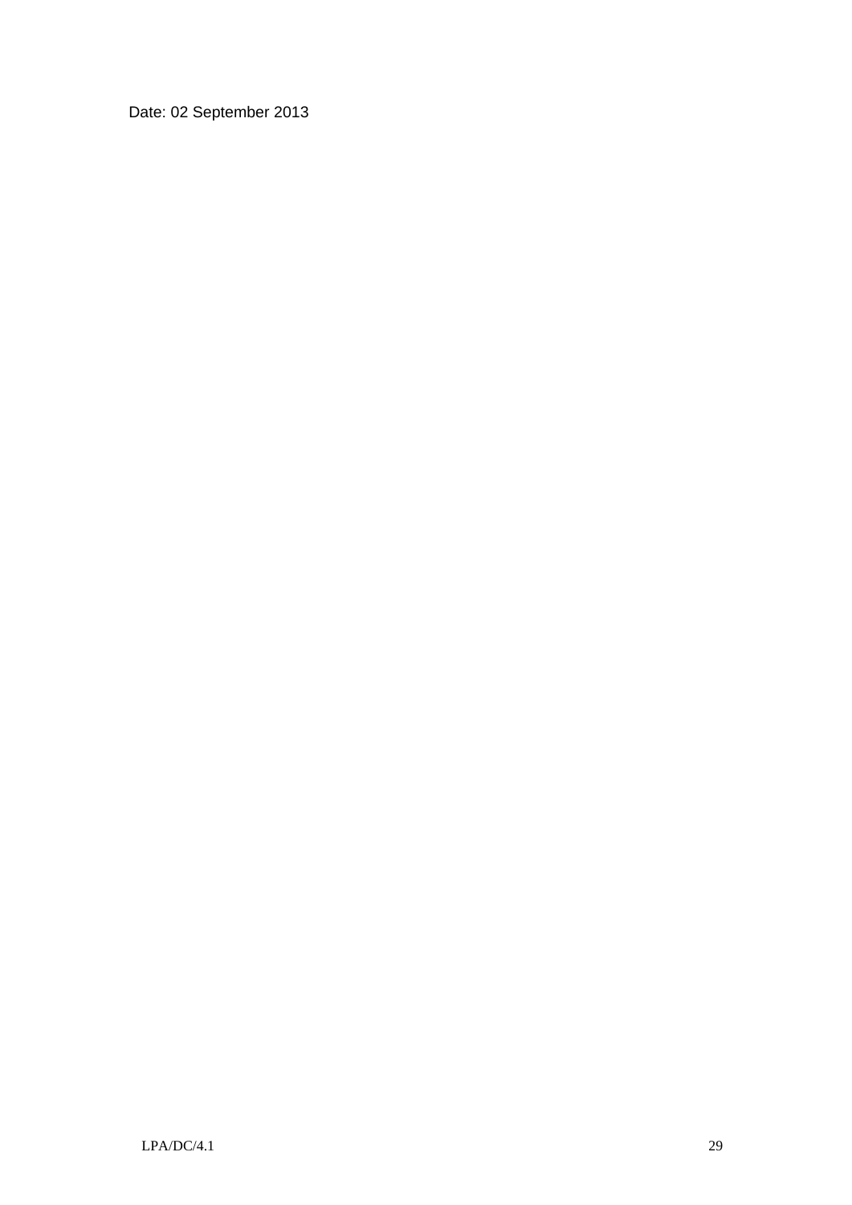Date: 02 September 2013